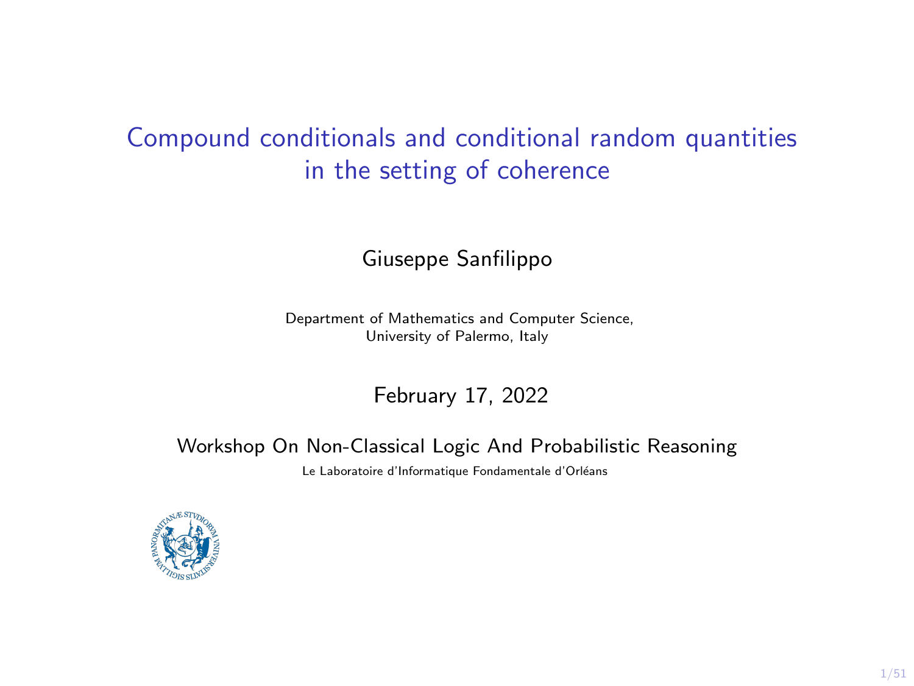# Compound conditionals and conditional random quantities in the setting of coherence

Giuseppe Sanfilippo

Department of Mathematics and Computer Science,
University of Palermo, Italy

February 17, 2022

Workshop On Non-Classical Logic And Probabilistic Reasoning

Le Laboratoire d'Informatique Fondamentale d'Orléans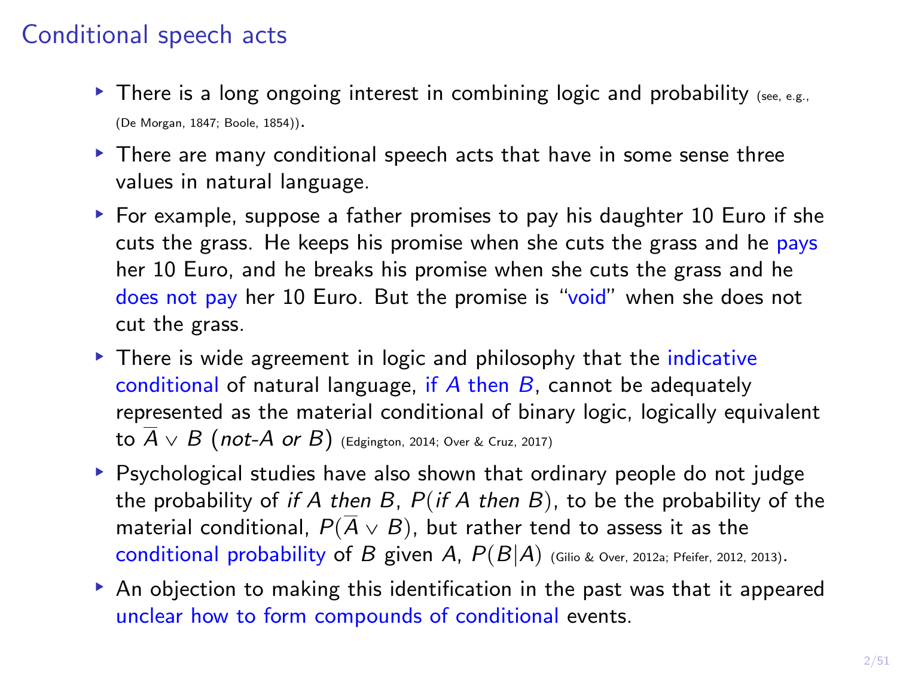# Conditional speech acts

- There is a long ongoing interest in combining logic and probability (see, e.g., (De Morgan, 1847; Boole, 1854)).
- There are many conditional speech acts that have in some sense three values in natural language.
- For example, suppose a father promises to pay his daughter 10 Euro if she cuts the grass. He keeps his promise when she cuts the grass and he pays her 10 Euro, and he breaks his promise when she cuts the grass and he does not pay her 10 Euro. But the promise is "void" when she does not cut the grass.
- There is wide agreement in logic and philosophy that the indicative conditional of natural language, if $A$ then $B$, cannot be adequately represented as the material conditional of binary logic, logically equivalent to $\overline{A} \vee B$ (*not-A or B*) (Edgington, 2014; Over & Cruz, 2017)
- Psychological studies have also shown that ordinary people do not judge the probability of *if A then B*, $P(\textit{if } A \textit{ then } B)$, to be the probability of the material conditional, $P(\overline{A} \vee B)$, but rather tend to assess it as the conditional probability of $B$ given $A$, $P(B|A)$ (Gilio & Over, 2012a; Pfeifer, 2012, 2013).
- An objection to making this identification in the past was that it appeared unclear how to form compounds of conditional events.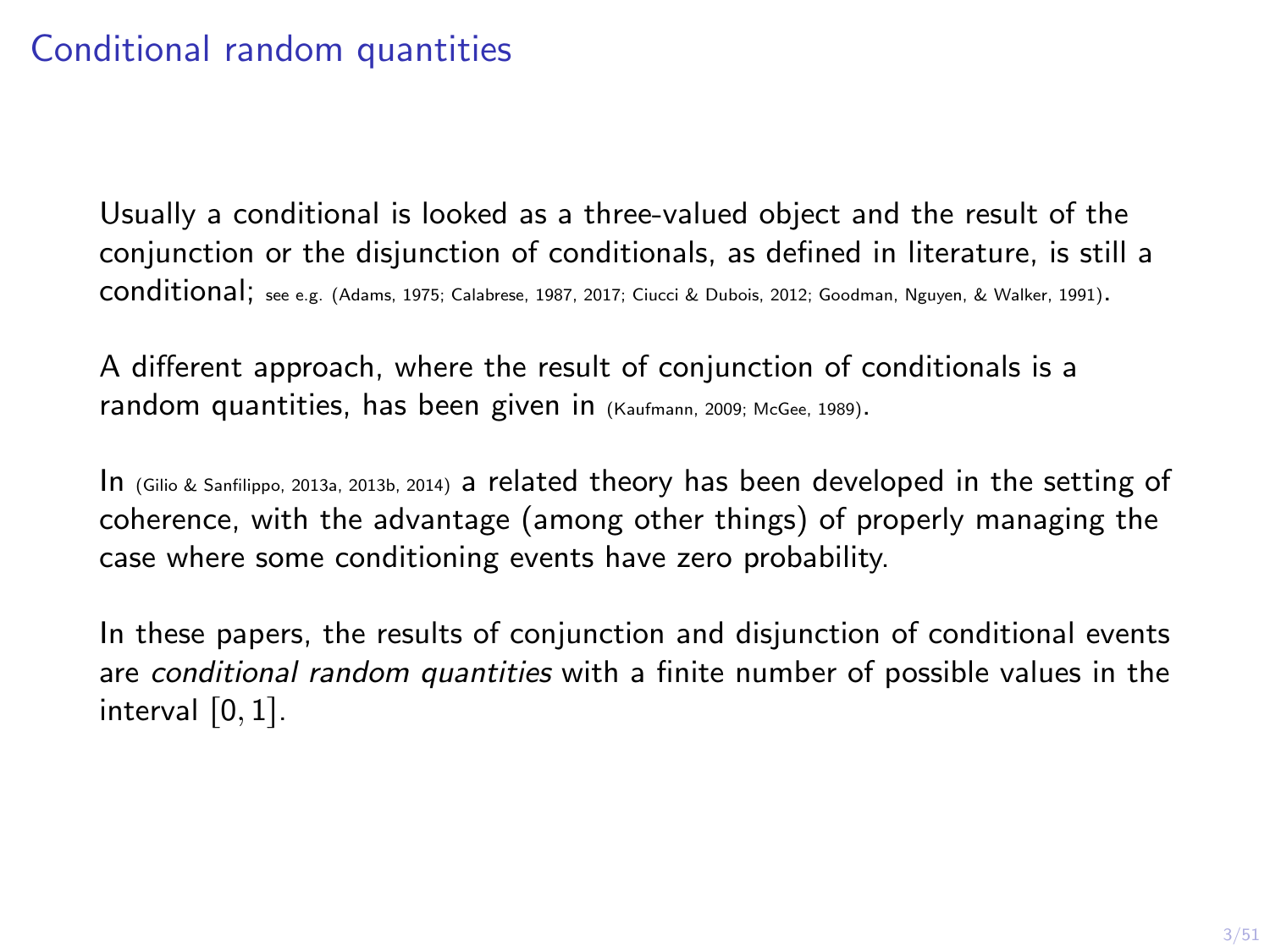# Conditional random quantities

Usually a conditional is looked as a three-valued object and the result of the conjunction or the disjunction of conditionals, as defined in literature, is still a conditional; see e.g. (Adams, 1975; Calabrese, 1987, 2017; Ciucci & Dubois, 2012; Goodman, Nguyen, & Walker, 1991).

A different approach, where the result of conjunction of conditionals is a random quantities, has been given in (Kaufmann, 2009; McGee, 1989).

In (Gilio & Sanfilippo, 2013a, 2013b, 2014) a related theory has been developed in the setting of coherence, with the advantage (among other things) of properly managing the case where some conditioning events have zero probability.

In these papers, the results of conjunction and disjunction of conditional events are *conditional random quantities* with a finite number of possible values in the interval $[0, 1]$.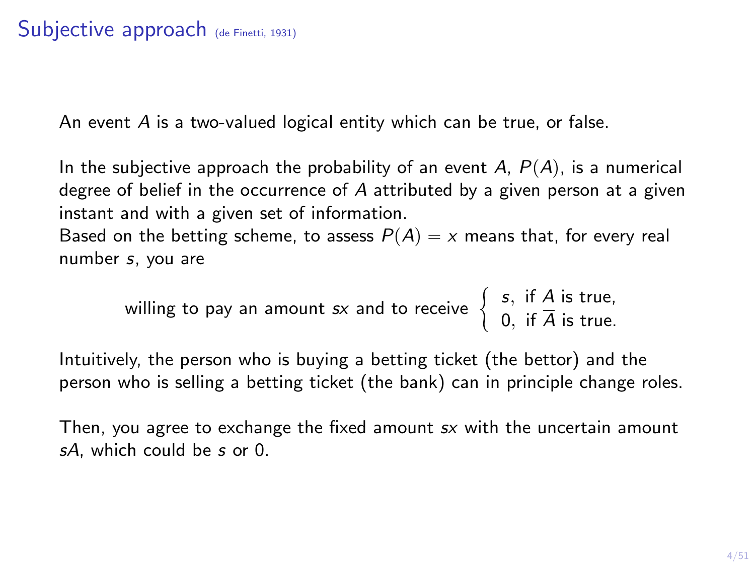# Subjective approach (de Finetti, 1931)

An event $A$ is a two-valued logical entity which can be true, or false.

In the subjective approach the probability of an event $A$, $P(A)$, is a numerical degree of belief in the occurrence of $A$ attributed by a given person at a given instant and with a given set of information.
Based on the betting scheme, to assess $P(A) = x$ means that, for every real number $s$, you are

$$\text{willing to pay an amount } sx \text{ and to receive } \begin{cases} s, & \text{if } A \text{ is true,} \\ 0, & \text{if } \overline{A} \text{ is true.} \end{cases}$$

Intuitively, the person who is buying a betting ticket (the bettor) and the person who is selling a betting ticket (the bank) can in principle change roles.

Then, you agree to exchange the fixed amount $sx$ with the uncertain amount $sA$, which could be $s$ or 0.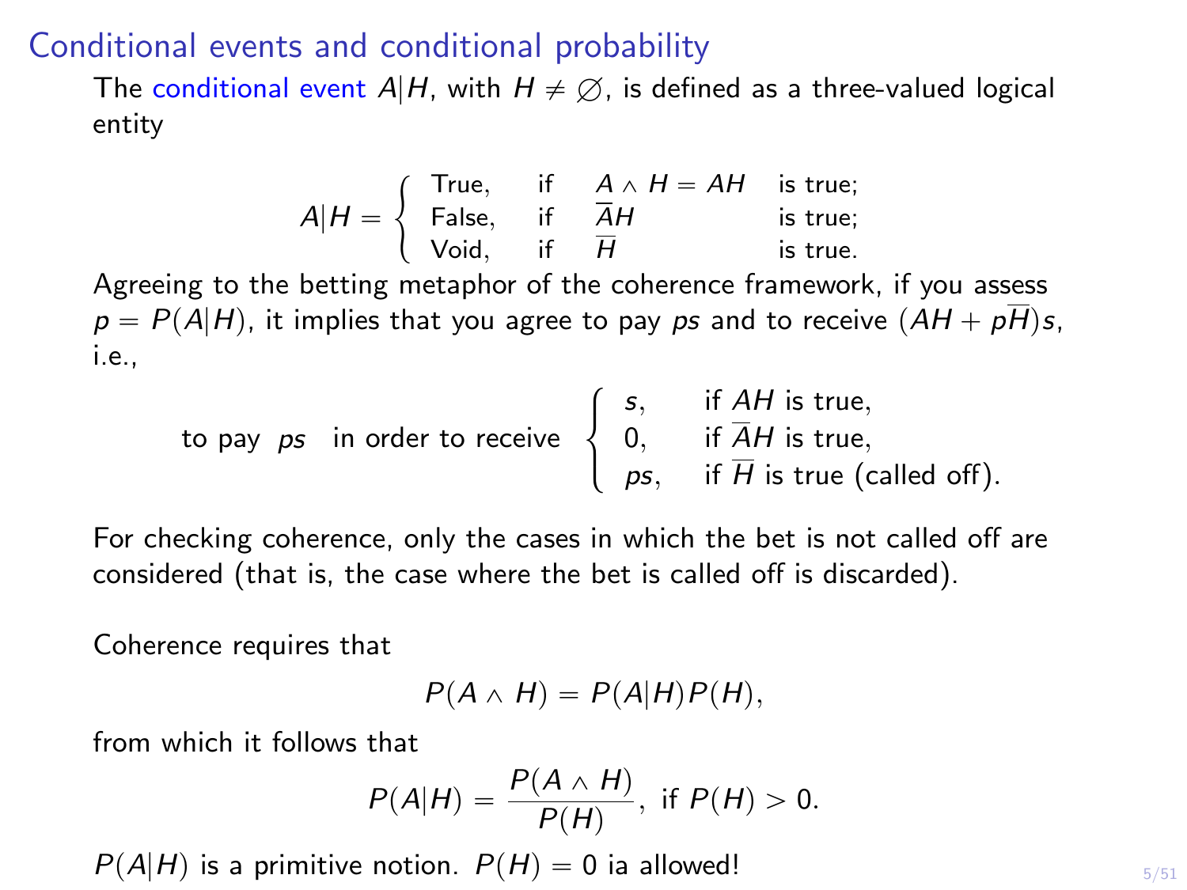# Conditional events and conditional probability

The conditional event $A|H$, with $H \neq \emptyset$, is defined as a three-valued logical entity

$$A|H = \begin{cases} \text{True}, & \text{if} \quad A \wedge H = AH \quad \text{is true;} \\ \text{False}, & \text{if} \quad \overline{A}H \quad \text{is true;} \\ \text{Void}, & \text{if} \quad \overline{H} \quad \text{is true.} \end{cases}$$

Agreeing to the betting metaphor of the coherence framework, if you assess $p = P(A|H)$, it implies that you agree to pay $ps$ and to receive $(AH + p\overline{H})s$, i.e.,

$$\text{to pay } ps \quad \text{in order to receive} \quad \begin{cases} s, & \text{if } AH \text{ is true,} \\ 0, & \text{if } \overline{A}H \text{ is true,} \\ ps, & \text{if } \overline{H} \text{ is true (called off).} \end{cases}$$

For checking coherence, only the cases in which the bet is not called off are considered (that is, the case where the bet is called off is discarded).

Coherence requires that

$$P(A \wedge H) = P(A|H)P(H),$$

from which it follows that

$$P(A|H) = \frac{P(A \wedge H)}{P(H)}, \text{ if } P(H) > 0.$$

$P(A|H)$ is a primitive notion. $P(H) = 0$ ia allowed!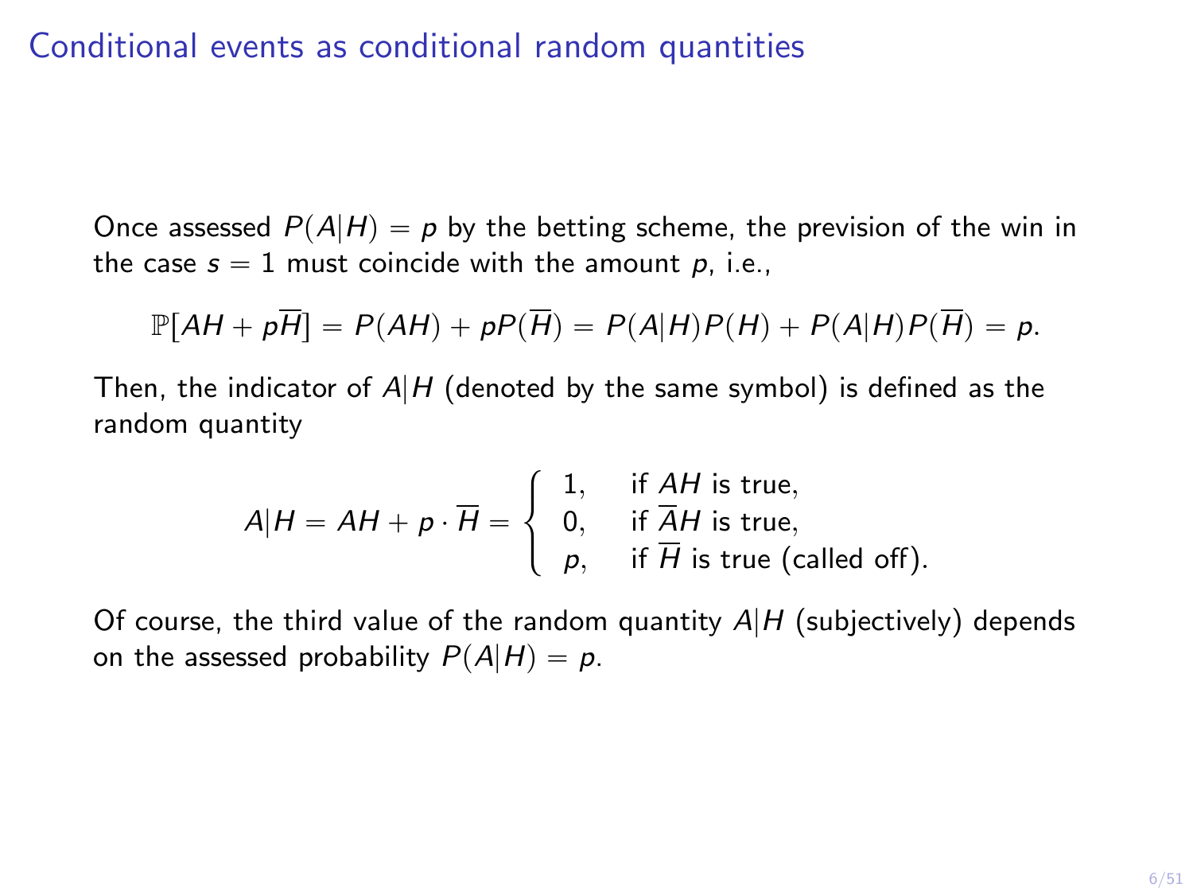## Conditional events as conditional random quantities

Once assessed $P(A|H) = p$ by the betting scheme, the prevision of the win in the case $s = 1$ must coincide with the amount $p$, i.e.,

$$\mathbb{P}[AH + p\overline{H}] = P(AH) + pP(\overline{H}) = P(A|H)P(H) + P(A|H)P(\overline{H}) = p.$$

Then, the indicator of $A|H$ (denoted by the same symbol) is defined as the random quantity

$$A|H = AH + p \cdot \overline{H} = \begin{cases} 1, & \text{if } AH \text{ is true,} \\ 0, & \text{if } \overline{A}H \text{ is true,} \\ p, & \text{if } \overline{H} \text{ is true (called off).} \end{cases}$$

Of course, the third value of the random quantity $A|H$ (subjectively) depends on the assessed probability $P(A|H) = p$.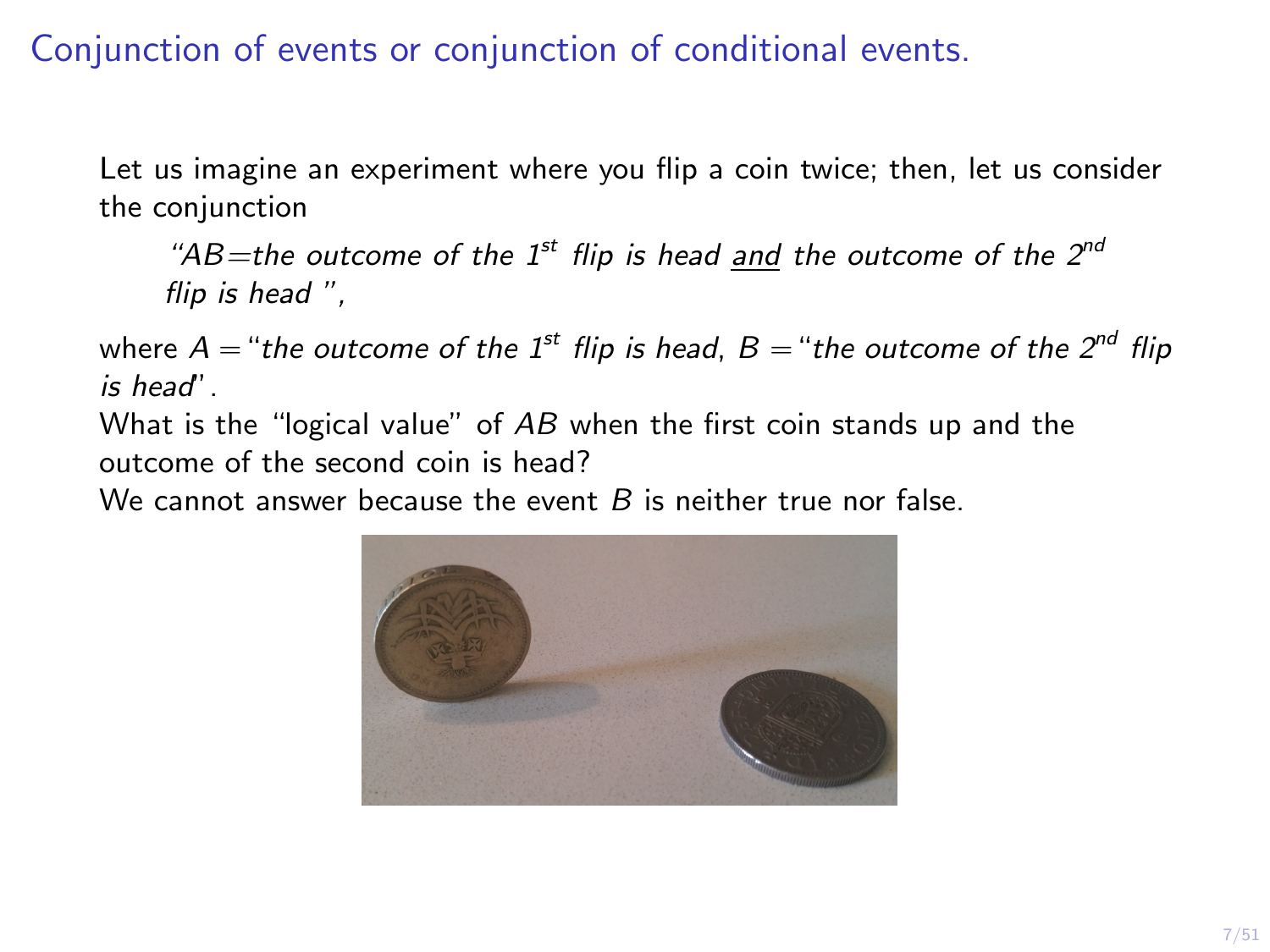# Conjunction of events or conjunction of conditional events.

Let us imagine an experiment where you flip a coin twice; then, let us consider the conjunction

> "$AB$=*the outcome of the 1$^{st}$ flip is head* <u>*and*</u> *the outcome of the 2$^{nd}$ flip is head* ",

where $A$ = "*the outcome of the 1$^{st}$ flip is head*, $B$ = "*the outcome of the 2$^{nd}$ flip is head*".

What is the "logical value" of $AB$ when the first coin stands up and the outcome of the second coin is head?

We cannot answer because the event $B$ is neither true nor false.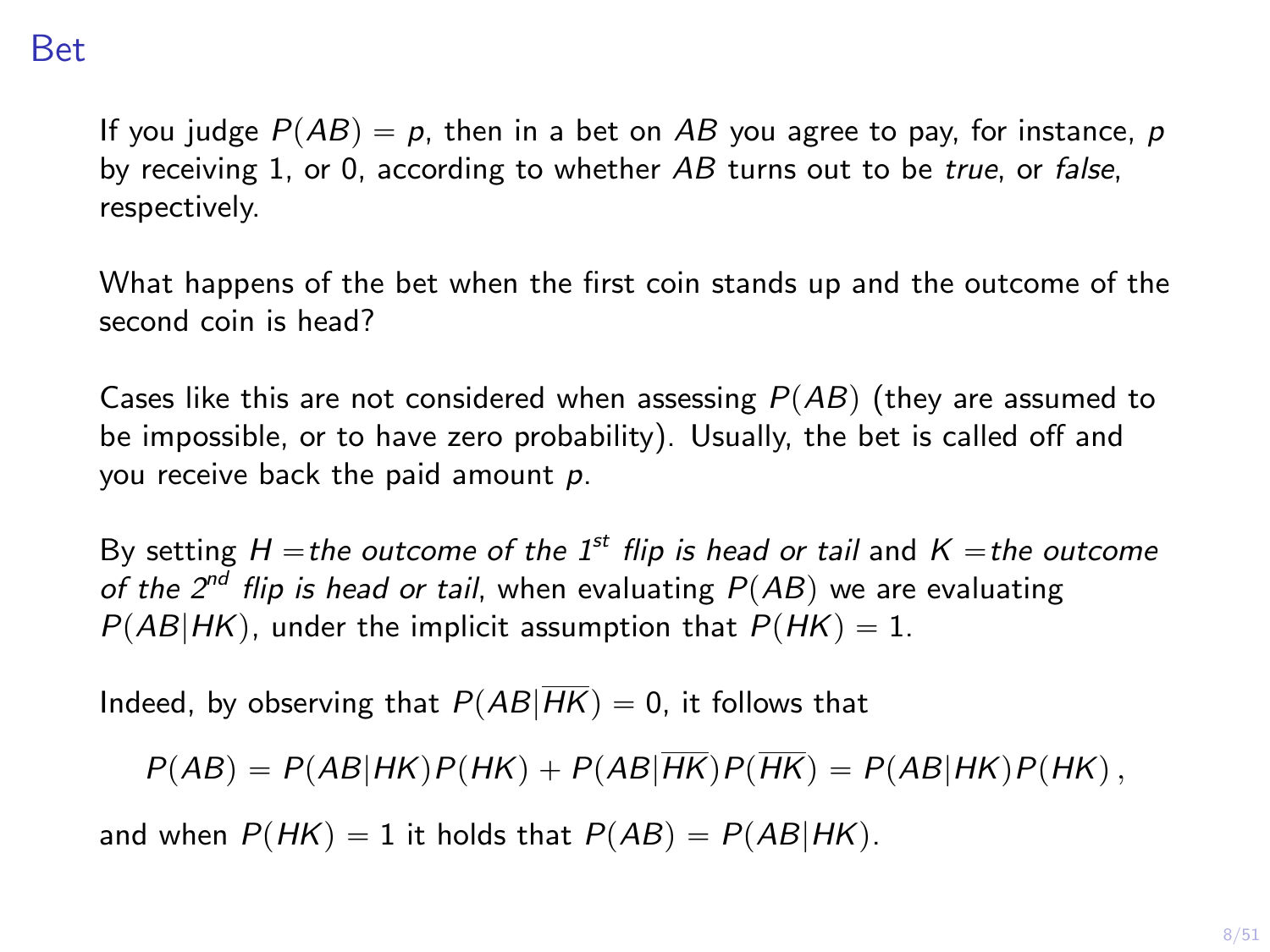# Bet

If you judge $P(AB) = p$, then in a bet on $AB$ you agree to pay, for instance, $p$ by receiving 1, or 0, according to whether $AB$ turns out to be *true*, or *false*, respectively.

What happens of the bet when the first coin stands up and the outcome of the second coin is head?

Cases like this are not considered when assessing $P(AB)$ (they are assumed to be impossible, or to have zero probability). Usually, the bet is called off and you receive back the paid amount $p$.

By setting $H =$ *the outcome of the $1^{st}$ flip is head or tail* and $K =$ *the outcome of the $2^{nd}$ flip is head or tail*, when evaluating $P(AB)$ we are evaluating $P(AB|HK)$, under the implicit assumption that $P(HK) = 1$.

Indeed, by observing that $P(AB|\overline{HK}) = 0$, it follows that

$$P(AB) = P(AB|HK)P(HK) + P(AB|\overline{HK})P(\overline{HK}) = P(AB|HK)P(HK)\,,$$

and when $P(HK) = 1$ it holds that $P(AB) = P(AB|HK)$.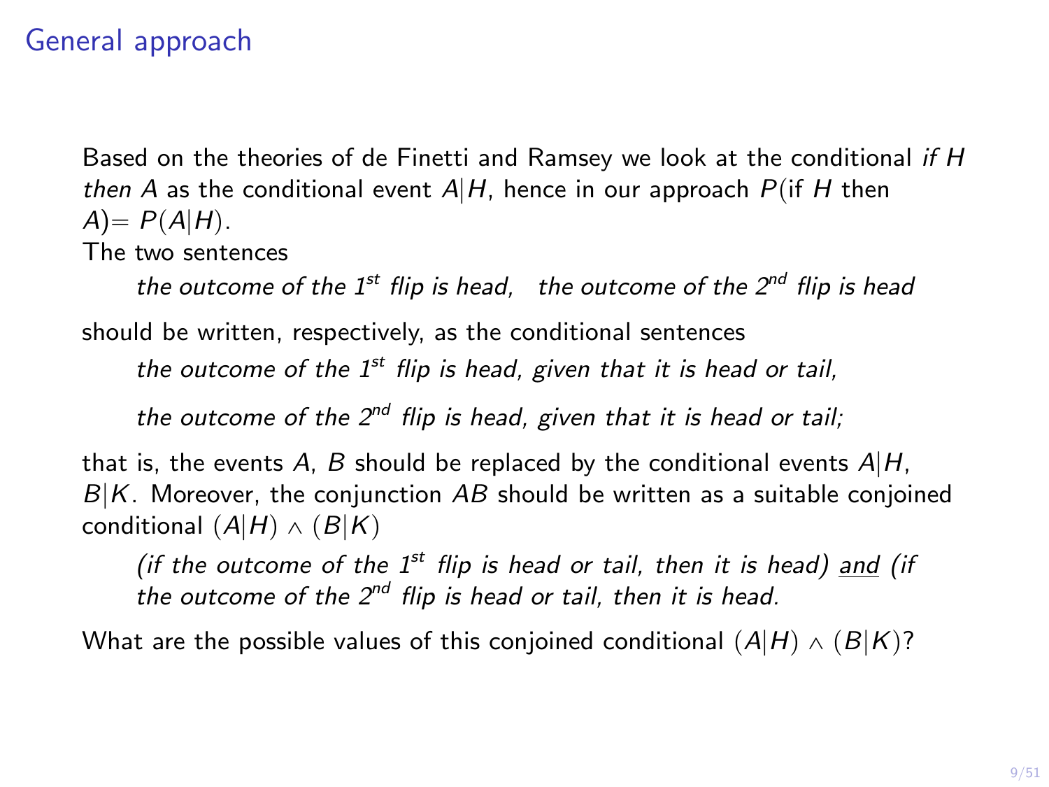## General approach

Based on the theories of de Finetti and Ramsey we look at the conditional *if $H$ then $A$* as the conditional event $A|H$, hence in our approach $P$(if $H$ then $A$)$=P(A|H)$.

The two sentences

> *the outcome of the 1[st] flip is head, the outcome of the 2[nd] flip is head*

should be written, respectively, as the conditional sentences

> *the outcome of the 1[st] flip is head, given that it is head or tail,*
>
> *the outcome of the 2[nd] flip is head, given that it is head or tail;*

that is, the events $A$, $B$ should be replaced by the conditional events $A|H$, $B|K$. Moreover, the conjunction $AB$ should be written as a suitable conjoined conditional $(A|H) \wedge (B|K)$

> *(if the outcome of the 1[st] flip is head or tail, then it is head) <u>and</u> (if the outcome of the 2[nd] flip is head or tail, then it is head.*

What are the possible values of this conjoined conditional $(A|H) \wedge (B|K)$?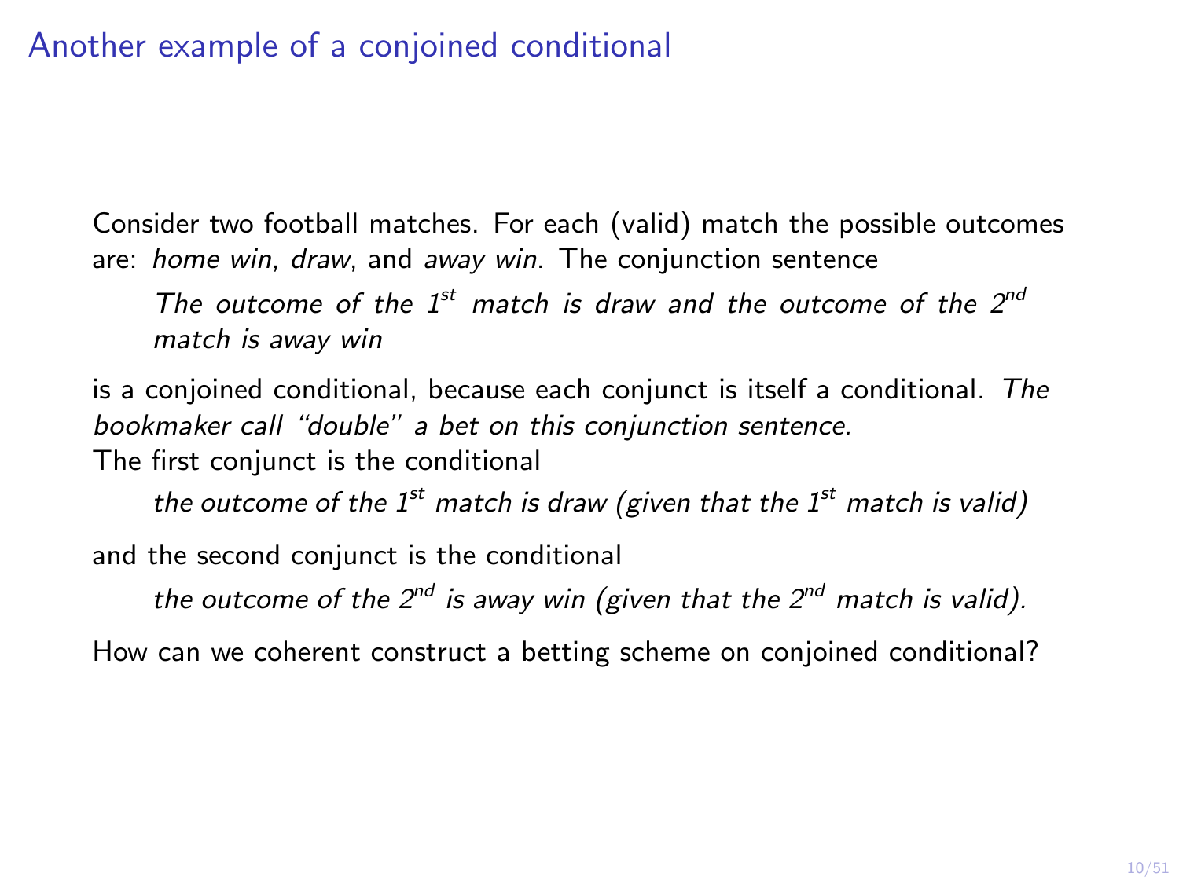# Another example of a conjoined conditional

Consider two football matches. For each (valid) match the possible outcomes are: *home win*, *draw*, and *away win*. The conjunction sentence

> *The outcome of the $1^{st}$ match is draw* <u>and</u> *the outcome of the $2^{nd}$ match is away win*

is a conjoined conditional, because each conjunct is itself a conditional. *The bookmaker call "double" a bet on this conjunction sentence.*

The first conjunct is the conditional

> *the outcome of the $1^{st}$ match is draw (given that the $1^{st}$ match is valid)*

and the second conjunct is the conditional

> *the outcome of the $2^{nd}$ is away win (given that the $2^{nd}$ match is valid).*

How can we coherent construct a betting scheme on conjoined conditional?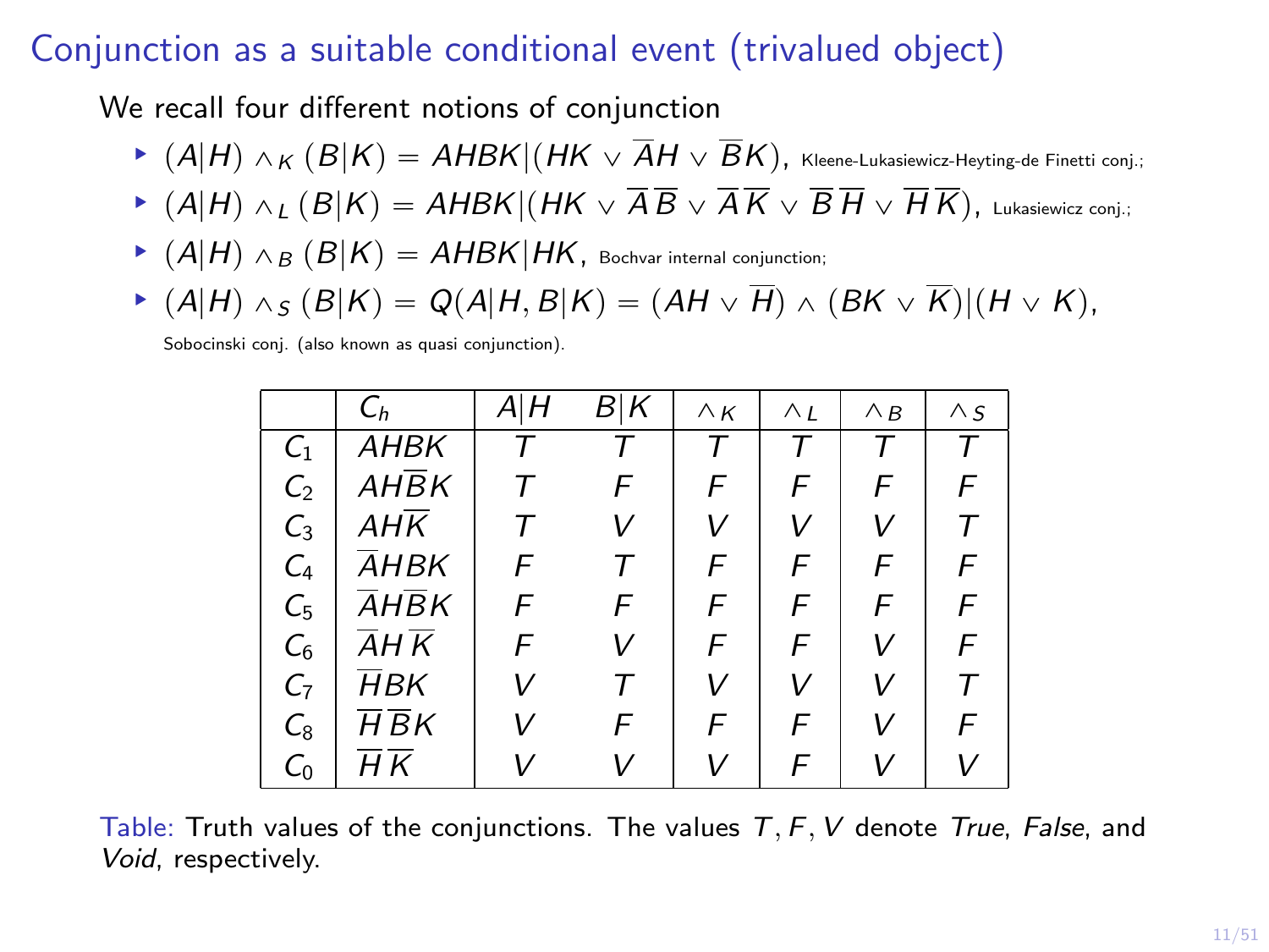# Conjunction as a suitable conditional event (trivalued object)

We recall four different notions of conjunction

- $(A|H) \wedge_K (B|K) = AHBK|(HK \vee \overline{A}H \vee \overline{B}K)$, Kleene-Lukasiewicz-Heyting-de Finetti conj.;
- $(A|H) \wedge_L (B|K) = AHBK|(HK \vee \overline{A}\,\overline{B} \vee \overline{A}\,\overline{K} \vee \overline{B}\,\overline{H} \vee \overline{H}\,\overline{K})$, Lukasiewicz conj.;
- $(A|H) \wedge_B (B|K) = AHBK|HK$, Bochvar internal conjunction;
- $(A|H) \wedge_S (B|K) = Q(A|H, B|K) = (AH \vee \overline{H}) \wedge (BK \vee \overline{K})|(H \vee K)$,

  Sobocinski conj. (also known as quasi conjunction).

| | $C_h$ | $A\|H$ | $B\|K$ | $\wedge_K$ | $\wedge_L$ | $\wedge_B$ | $\wedge_S$ |
|---|---|---|---|---|---|---|---|
| $C_1$ | $AHBK$ | $T$ | $T$ | $T$ | $T$ | $T$ | $T$ |
| $C_2$ | $AH\overline{B}K$ | $T$ | $F$ | $F$ | $F$ | $F$ | $F$ |
| $C_3$ | $AH\overline{K}$ | $T$ | $V$ | $V$ | $V$ | $V$ | $T$ |
| $C_4$ | $\overline{A}HBK$ | $F$ | $T$ | $F$ | $F$ | $F$ | $F$ |
| $C_5$ | $\overline{A}H\overline{B}K$ | $F$ | $F$ | $F$ | $F$ | $F$ | $F$ |
| $C_6$ | $\overline{A}H\overline{K}$ | $F$ | $V$ | $F$ | $F$ | $V$ | $F$ |
| $C_7$ | $\overline{H}BK$ | $V$ | $T$ | $V$ | $V$ | $V$ | $T$ |
| $C_8$ | $\overline{H}\,\overline{B}K$ | $V$ | $F$ | $F$ | $F$ | $V$ | $F$ |
| $C_0$ | $\overline{H}\,\overline{K}$ | $V$ | $V$ | $V$ | $F$ | $V$ | $V$ |

Table: Truth values of the conjunctions. The values $T, F, V$ denote *True*, *False*, and *Void*, respectively.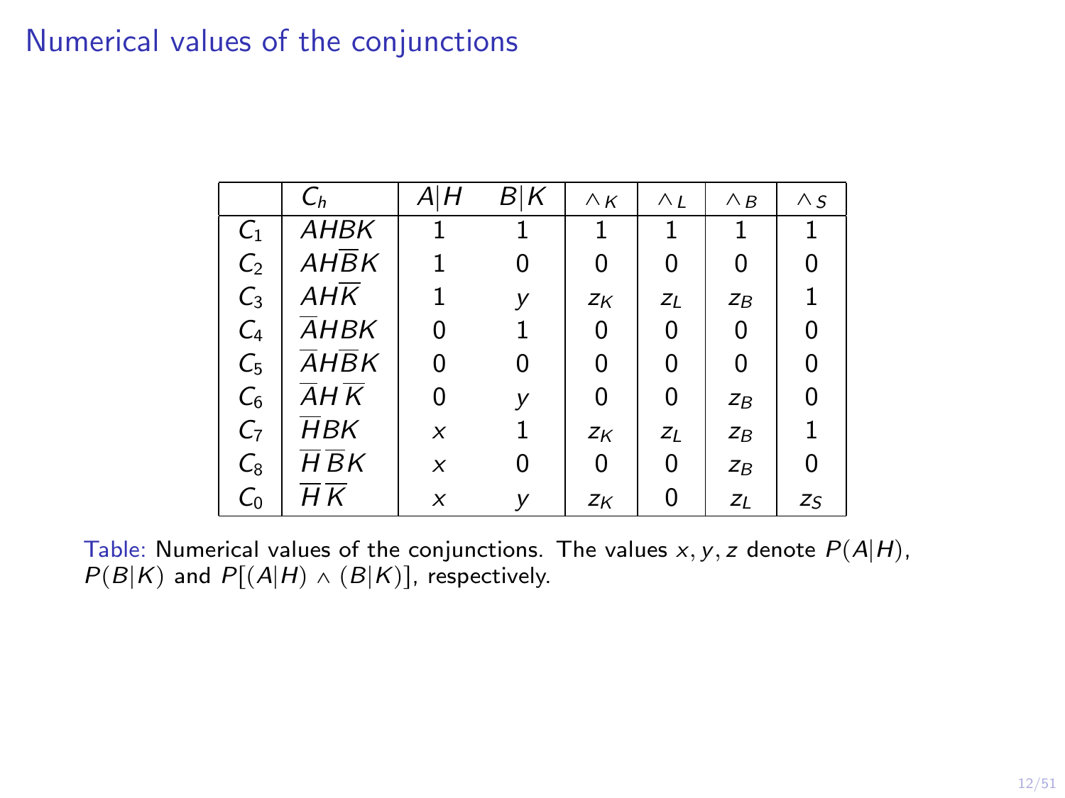# Numerical values of the conjunctions

|  | $C_h$ | $A\|H$ | $B\|K$ | $\wedge_K$ | $\wedge_L$ | $\wedge_B$ | $\wedge_S$ |
|---|---|---|---|---|---|---|---|
| $C_1$ | $AHBK$ | 1 | 1 | 1 | 1 | 1 | 1 |
| $C_2$ | $AH\overline{B}K$ | 1 | 0 | 0 | 0 | 0 | 0 |
| $C_3$ | $AH\overline{K}$ | 1 | $y$ | $z_K$ | $z_L$ | $z_B$ | 1 |
| $C_4$ | $\overline{A}HBK$ | 0 | 1 | 0 | 0 | 0 | 0 |
| $C_5$ | $\overline{A}H\overline{B}K$ | 0 | 0 | 0 | 0 | 0 | 0 |
| $C_6$ | $\overline{A}H\overline{K}$ | 0 | $y$ | 0 | 0 | $z_B$ | 0 |
| $C_7$ | $\overline{H}BK$ | $x$ | 1 | $z_K$ | $z_L$ | $z_B$ | 1 |
| $C_8$ | $\overline{H}\,\overline{B}K$ | $x$ | 0 | 0 | 0 | $z_B$ | 0 |
| $C_0$ | $\overline{H}\,\overline{K}$ | $x$ | $y$ | $z_K$ | 0 | $z_L$ | $z_S$ |

Table: Numerical values of the conjunctions. The values $x, y, z$ denote $P(A|H)$, $P(B|K)$ and $P[(A|H) \wedge (B|K)]$, respectively.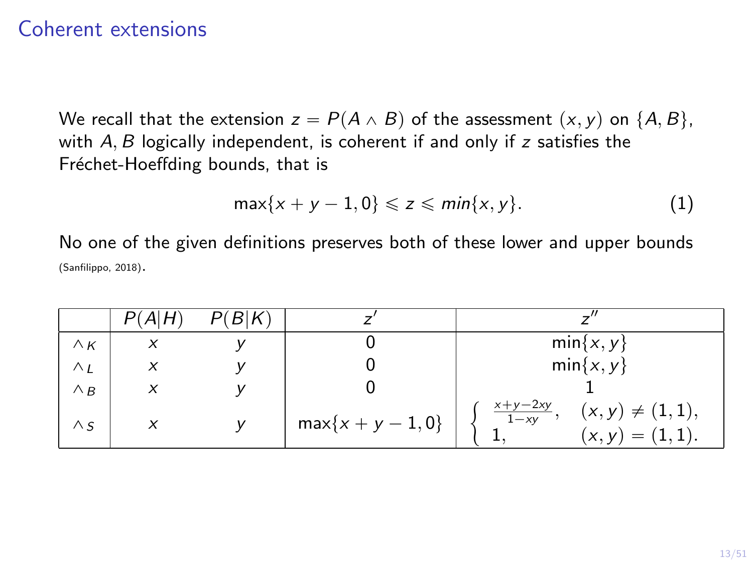# Coherent extensions

We recall that the extension $z = P(A \wedge B)$ of the assessment $(x, y)$ on $\{A, B\}$, with $A, B$ logically independent, is coherent if and only if $z$ satisfies the Fréchet-Hoeffding bounds, that is

$$\max\{x + y - 1, 0\} \leqslant z \leqslant min\{x, y\}. \tag{1}$$

No one of the given definitions preserves both of these lower and upper bounds (Sanfilippo, 2018).

| | $P(A\|H)$ | $P(B\|K)$ | $z'$ | $z''$ |
|---|---|---|---|---|
| $\wedge_K$ | $x$ | $y$ | $0$ | $\min\{x, y\}$ |
| $\wedge_L$ | $x$ | $y$ | $0$ | $\min\{x, y\}$ |
| $\wedge_B$ | $x$ | $y$ | $0$ | $1$ |
| $\wedge_S$ | $x$ | $y$ | $\max\{x + y - 1, 0\}$ | $\begin{cases} \frac{x+y-2xy}{1-xy}, & (x, y) \neq (1, 1), \\ 1, & (x, y) = (1, 1). \end{cases}$ |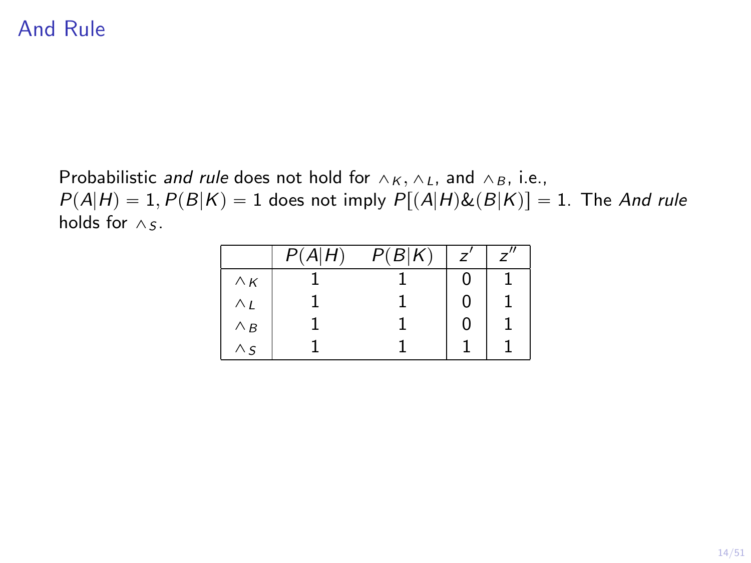# And Rule

Probabilistic *and rule* does not hold for $\wedge_K, \wedge_L$, and $\wedge_B$, i.e., $P(A|H) = 1, P(B|K) = 1$ does not imply $P[(A|H)\&(B|K)] = 1$. The *And rule* holds for $\wedge_S$.

| | $P(A\|H)$ | $P(B\|K)$ | $z'$ | $z''$ |
|---|---|---|---|---|
| $\wedge_K$ | 1 | 1 | 0 | 1 |
| $\wedge_L$ | 1 | 1 | 0 | 1 |
| $\wedge_B$ | 1 | 1 | 0 | 1 |
| $\wedge_S$ | 1 | 1 | 1 | 1 |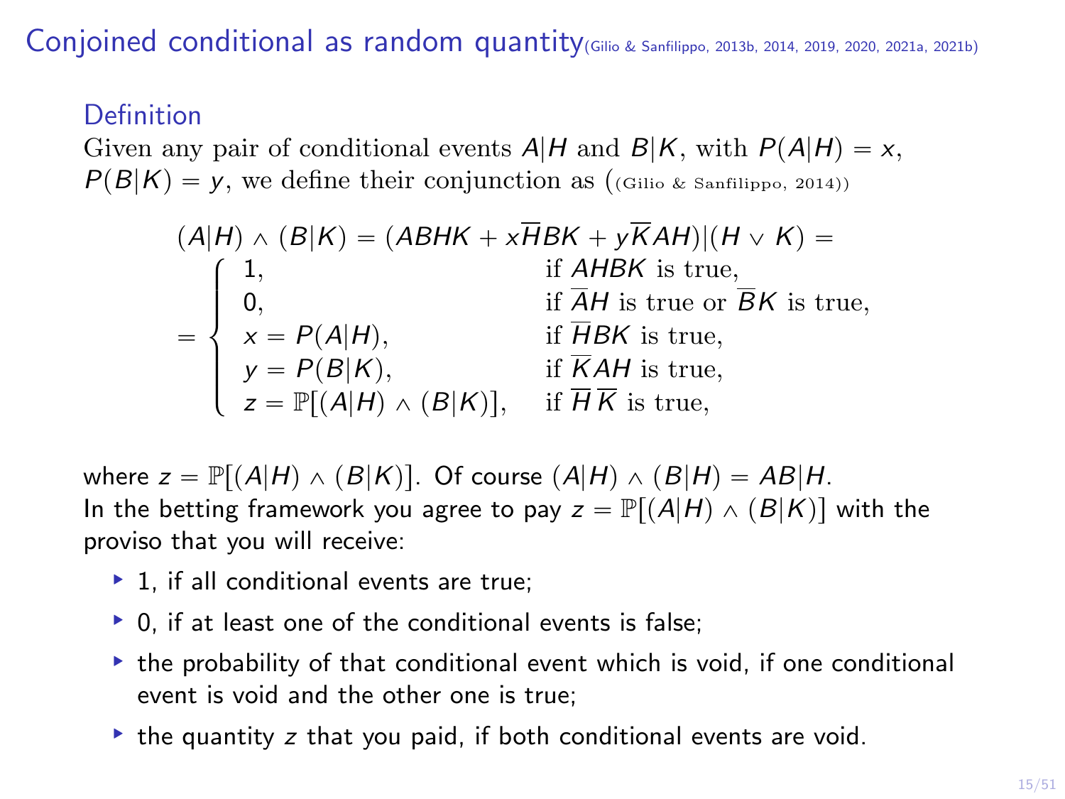## Conjoined conditional as random quantity (Gilio & Sanfilippo, 2013b, 2014, 2019, 2020, 2021a, 2021b)

### Definition

Given any pair of conditional events $A|H$ and $B|K$, with $P(A|H) = x$, $P(B|K) = y$, we define their conjunction as ((Gilio & Sanfilippo, 2014))

$$
(A|H) \wedge (B|K) = (ABHK + x\overline{H}BK + y\overline{K}AH)|(H \vee K) =
$$

$$
= \begin{cases} 1, & \text{if } AHBK \text{ is true,} \\ 0, & \text{if } \overline{A}H \text{ is true or } \overline{B}K \text{ is true,} \\ x = P(A|H), & \text{if } \overline{H}BK \text{ is true,} \\ y = P(B|K), & \text{if } \overline{K}AH \text{ is true,} \\ z = \mathbb{P}[(A|H) \wedge (B|K)], & \text{if } \overline{H}\,\overline{K} \text{ is true,} \end{cases}
$$

where $z = \mathbb{P}[(A|H) \wedge (B|K)]$. Of course $(A|H) \wedge (B|H) = AB|H$.

In the betting framework you agree to pay $z = \mathbb{P}[(A|H) \wedge (B|K)]$ with the proviso that you will receive:

- 1, if all conditional events are true;
- 0, if at least one of the conditional events is false;
- the probability of that conditional event which is void, if one conditional event is void and the other one is true;
- the quantity $z$ that you paid, if both conditional events are void.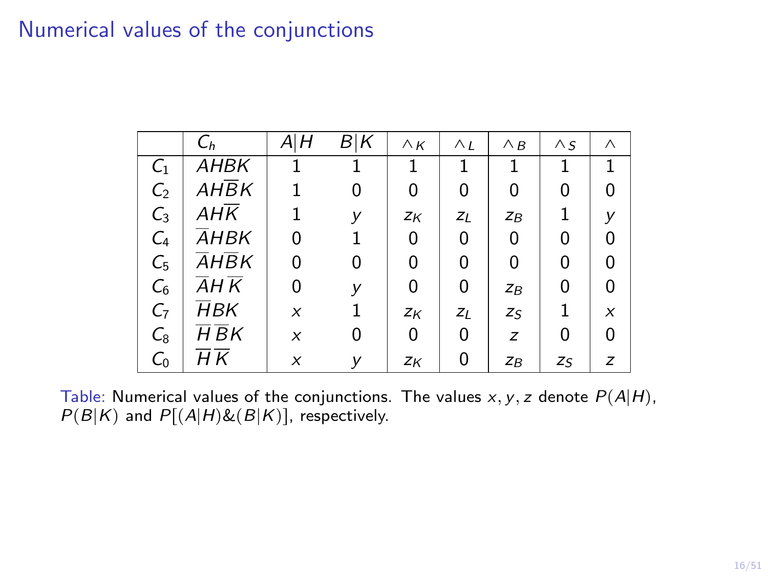# Numerical values of the conjunctions

|  | $C_h$ | $A\|H$ | $B\|K$ | $\wedge_K$ | $\wedge_L$ | $\wedge_B$ | $\wedge_S$ | $\wedge$ |
|---|---|---|---|---|---|---|---|---|
| $C_1$ | $AHBK$ | 1 | 1 | 1 | 1 | 1 | 1 | 1 |
| $C_2$ | $AH\overline{B}K$ | 1 | 0 | 0 | 0 | 0 | 0 | 0 |
| $C_3$ | $AH\overline{K}$ | 1 | $y$ | $z_K$ | $z_L$ | $z_B$ | 1 | $y$ |
| $C_4$ | $\overline{A}HBK$ | 0 | 1 | 0 | 0 | 0 | 0 | 0 |
| $C_5$ | $\overline{A}H\overline{B}K$ | 0 | 0 | 0 | 0 | 0 | 0 | 0 |
| $C_6$ | $\overline{A}H\,\overline{K}$ | 0 | $y$ | 0 | 0 | $z_B$ | 0 | 0 |
| $C_7$ | $\overline{H}BK$ | $x$ | 1 | $z_K$ | $z_L$ | $z_S$ | 1 | $x$ |
| $C_8$ | $\overline{H}\,\overline{B}K$ | $x$ | 0 | 0 | 0 | $z$ | 0 | 0 |
| $C_0$ | $\overline{H}\,\overline{K}$ | $x$ | $y$ | $z_K$ | 0 | $z_B$ | $z_S$ | $z$ |

Table: Numerical values of the conjunctions. The values $x, y, z$ denote $P(A|H)$, $P(B|K)$ and $P[(A|H)\&(B|K)]$, respectively.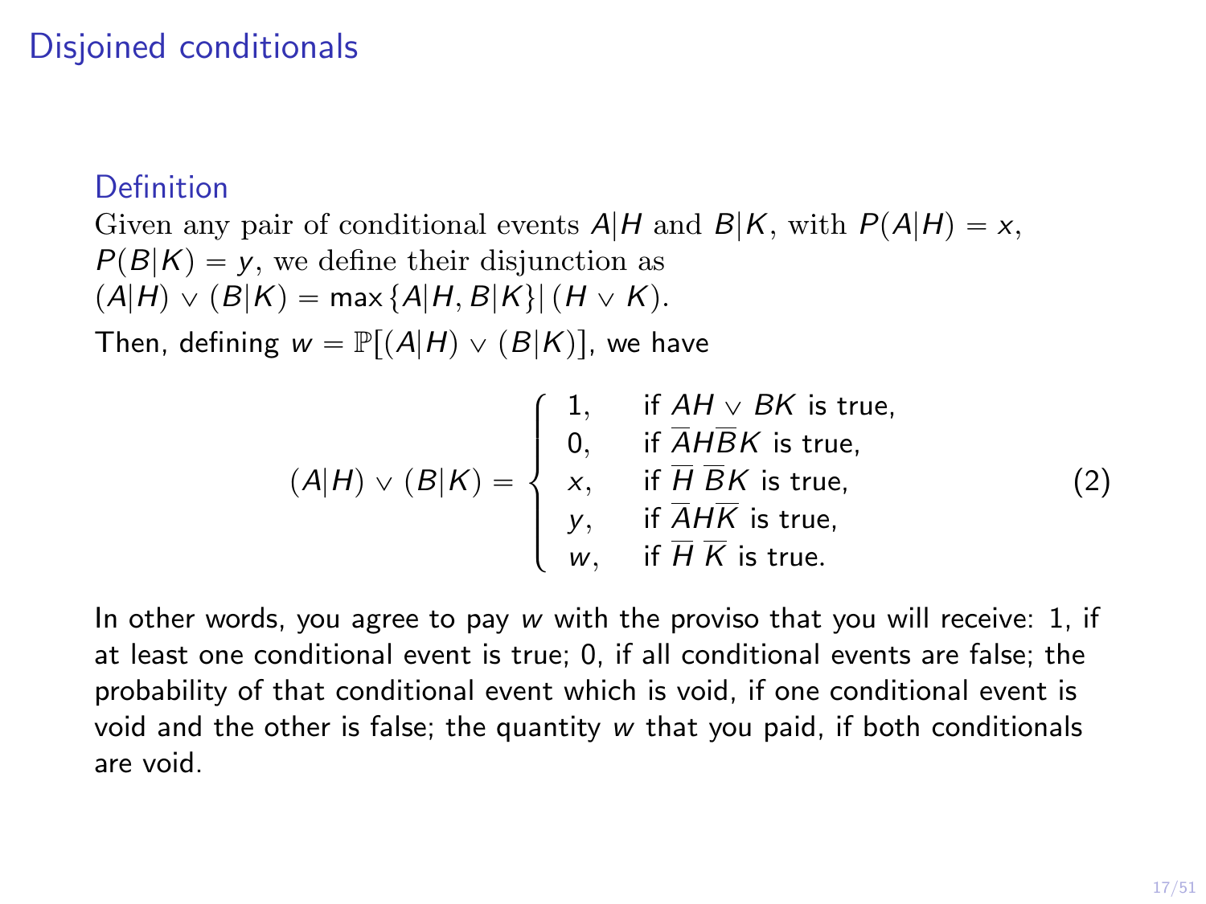## Disjoined conditionals

### Definition

Given any pair of conditional events $A|H$ and $B|K$, with $P(A|H) = x$, $P(B|K) = y$, we define their disjunction as $(A|H) \vee (B|K) = \max\{A|H, B|K\}|(H \vee K)$.

Then, defining $w = \mathbb{P}[(A|H) \vee (B|K)]$, we have

$$(A|H) \vee (B|K) = \begin{cases} 1, & \text{if } AH \vee BK \text{ is true,} \\ 0, & \text{if } \overline{A}H\overline{B}K \text{ is true,} \\ x, & \text{if } \overline{H}\,\overline{B}K \text{ is true,} \\ y, & \text{if } \overline{A}H\overline{K} \text{ is true,} \\ w, & \text{if } \overline{H}\,\overline{K} \text{ is true.} \end{cases} \tag{2}$$

In other words, you agree to pay $w$ with the proviso that you will receive: 1, if at least one conditional event is true; 0, if all conditional events are false; the probability of that conditional event which is void, if one conditional event is void and the other is false; the quantity $w$ that you paid, if both conditionals are void.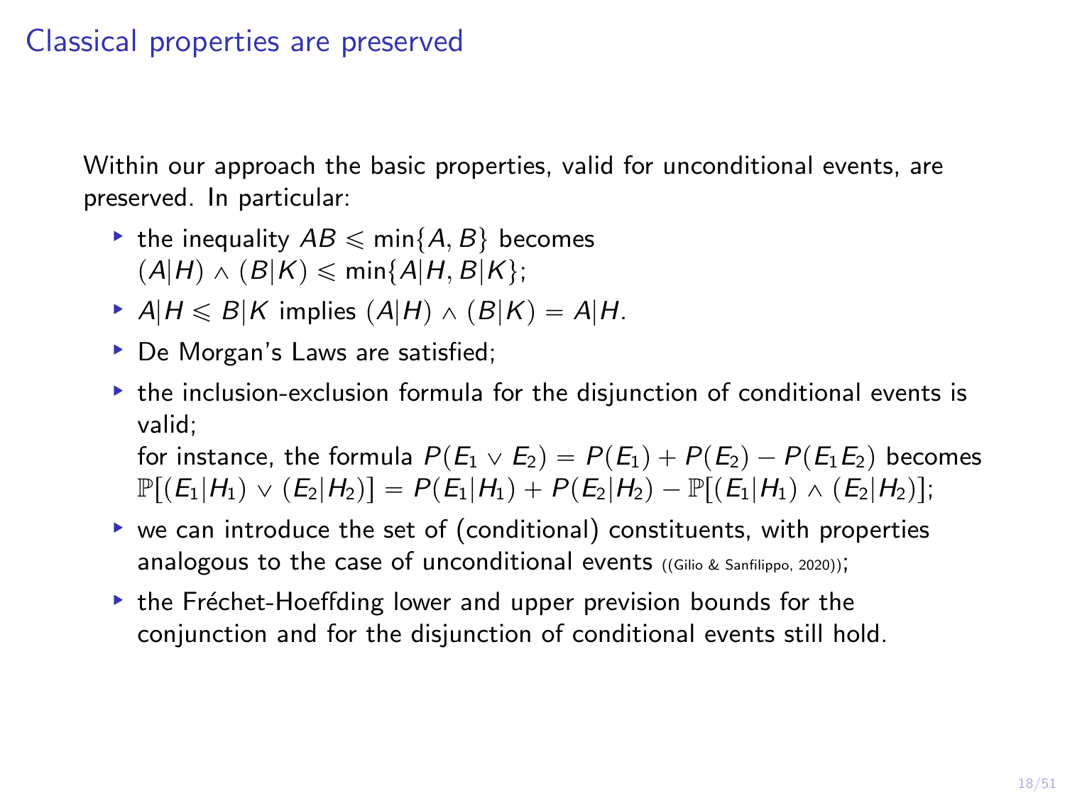# Classical properties are preserved

Within our approach the basic properties, valid for unconditional events, are preserved. In particular:

- the inequality $AB \leqslant \min\{A, B\}$ becomes $(A|H) \wedge (B|K) \leqslant \min\{A|H, B|K\}$;
- $A|H \leqslant B|K$ implies $(A|H) \wedge (B|K) = A|H$.
- De Morgan's Laws are satisfied;
- the inclusion-exclusion formula for the disjunction of conditional events is valid;
  for instance, the formula $P(E_1 \vee E_2) = P(E_1) + P(E_2) - P(E_1 E_2)$ becomes $\mathbb{P}[(E_1|H_1) \vee (E_2|H_2)] = P(E_1|H_1) + P(E_2|H_2) - \mathbb{P}[(E_1|H_1) \wedge (E_2|H_2)]$;
- we can introduce the set of (conditional) constituents, with properties analogous to the case of unconditional events ((Gilio & Sanfilippo, 2020));
- the Fréchet-Hoeffding lower and upper prevision bounds for the conjunction and for the disjunction of conditional events still hold.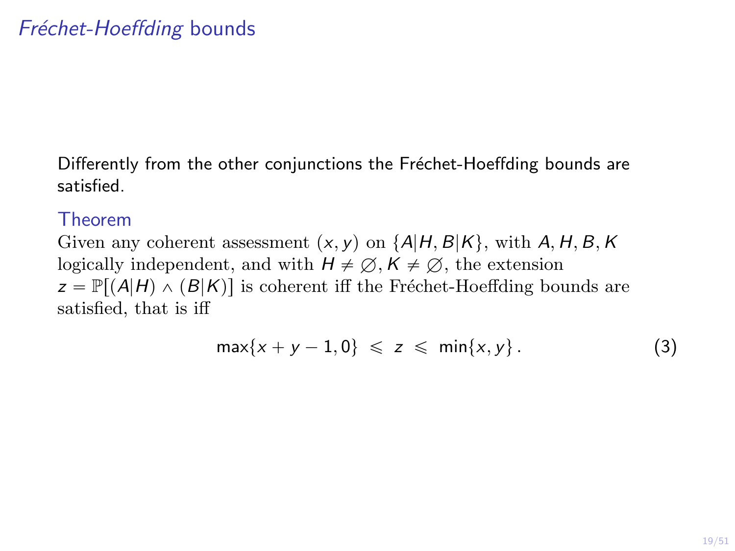# *Fréchet-Hoeffding* bounds

Differently from the other conjunctions the Fréchet-Hoeffding bounds are satisfied.

**Theorem**

Given any coherent assessment $(x, y)$ on $\{A|H, B|K\}$, with $A, H, B, K$ logically independent, and with $H \neq \emptyset, K \neq \emptyset$, the extension $z = \mathbb{P}[(A|H) \wedge (B|K)]$ is coherent iff the Fréchet-Hoeffding bounds are satisfied, that is iff

$$\max\{x + y - 1, 0\} \leqslant z \leqslant \min\{x, y\}. \tag{3}$$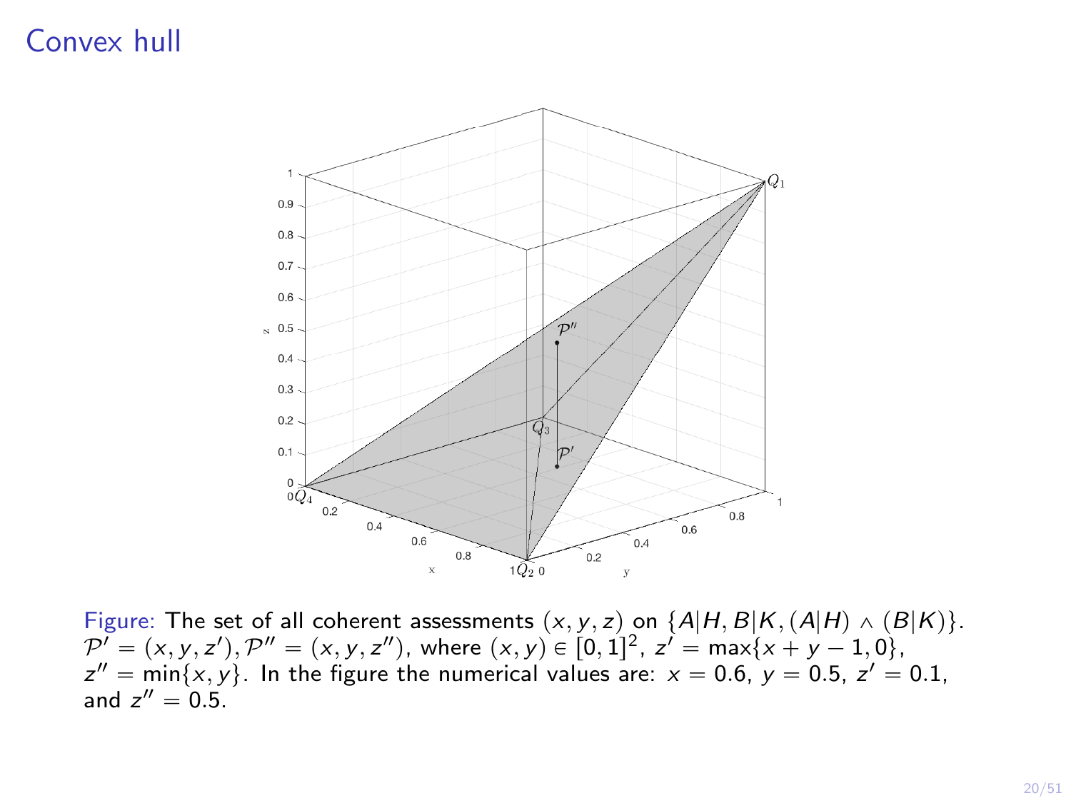# Convex hull

Figure: The set of all coherent assessments $(x, y, z)$ on $\{A|H, B|K, (A|H) \wedge (B|K)\}$. $\mathcal{P}' = (x, y, z'), \mathcal{P}'' = (x, y, z'')$, where $(x, y) \in [0, 1]^2$, $z' = \max\{x + y - 1, 0\}$, $z'' = \min\{x, y\}$. In the figure the numerical values are: $x = 0.6$, $y = 0.5$, $z' = 0.1$, and $z'' = 0.5$.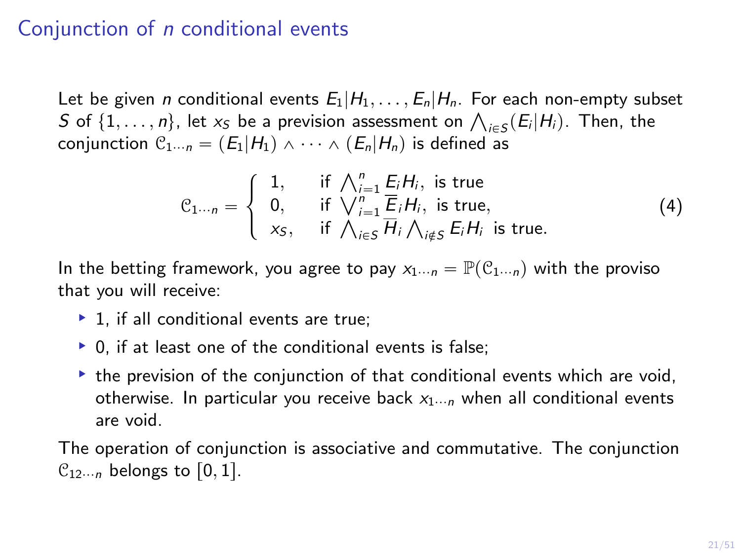## Conjunction of $n$ conditional events

Let be given $n$ conditional events $E_1|H_1, \ldots, E_n|H_n$. For each non-empty subset $S$ of $\{1, \ldots, n\}$, let $x_S$ be a prevision assessment on $\bigwedge_{i\in S}(E_i|H_i)$. Then, the conjunction $\mathcal{C}_{1\cdots n} = (E_1|H_1) \wedge \cdots \wedge (E_n|H_n)$ is defined as

$$
\mathcal{C}_{1\cdots n} = \begin{cases} 1, & \text{if } \bigwedge_{i=1}^{n} E_i H_i, \text{ is true} \\ 0, & \text{if } \bigvee_{i=1}^{n} \overline{E}_i H_i, \text{ is true}, \\ x_S, & \text{if } \bigwedge_{i\in S} \overline{H}_i \bigwedge_{i\notin S} E_i H_i \text{ is true.} \end{cases} \tag{4}
$$

In the betting framework, you agree to pay $x_{1\cdots n} = \mathbb{P}(\mathcal{C}_{1\cdots n})$ with the proviso that you will receive:

- 1, if all conditional events are true;
- 0, if at least one of the conditional events is false;
- the prevision of the conjunction of that conditional events which are void, otherwise. In particular you receive back $x_{1\cdots n}$ when all conditional events are void.

The operation of conjunction is associative and commutative. The conjunction $\mathcal{C}_{12\cdots n}$ belongs to $[0, 1]$.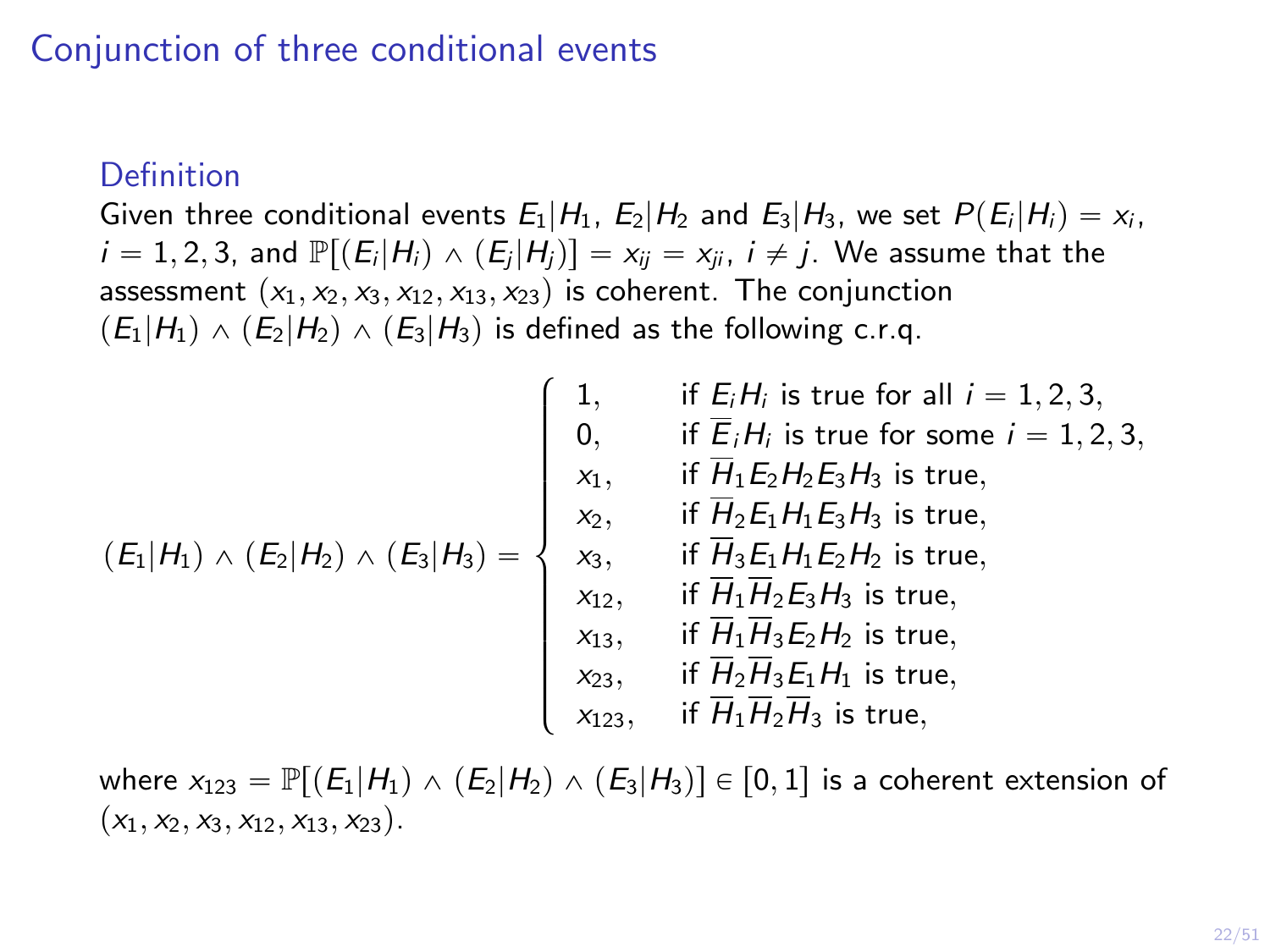# Conjunction of three conditional events

### Definition

Given three conditional events $E_1|H_1$, $E_2|H_2$ and $E_3|H_3$, we set $P(E_i|H_i) = x_i$, $i = 1, 2, 3$, and $\mathbb{P}[(E_i|H_i) \wedge (E_j|H_j)] = x_{ij} = x_{ji}$, $i \neq j$. We assume that the assessment $(x_1, x_2, x_3, x_{12}, x_{13}, x_{23})$ is coherent. The conjunction $(E_1|H_1) \wedge (E_2|H_2) \wedge (E_3|H_3)$ is defined as the following c.r.q.

$$
(E_1|H_1) \wedge (E_2|H_2) \wedge (E_3|H_3) = \begin{cases}
1, & \text{if } E_iH_i \text{ is true for all } i = 1, 2, 3, \\
0, & \text{if } \overline{E}_iH_i \text{ is true for some } i = 1, 2, 3, \\
x_1, & \text{if } \overline{H}_1E_2H_2E_3H_3 \text{ is true}, \\
x_2, & \text{if } \overline{H}_2E_1H_1E_3H_3 \text{ is true}, \\
x_3, & \text{if } \overline{H}_3E_1H_1E_2H_2 \text{ is true}, \\
x_{12}, & \text{if } \overline{H}_1\overline{H}_2E_3H_3 \text{ is true}, \\
x_{13}, & \text{if } \overline{H}_1\overline{H}_3E_2H_2 \text{ is true}, \\
x_{23}, & \text{if } \overline{H}_2\overline{H}_3E_1H_1 \text{ is true}, \\
x_{123}, & \text{if } \overline{H}_1\overline{H}_2\overline{H}_3 \text{ is true},
\end{cases}
$$

where $x_{123} = \mathbb{P}[(E_1|H_1) \wedge (E_2|H_2) \wedge (E_3|H_3)] \in [0, 1]$ is a coherent extension of $(x_1, x_2, x_3, x_{12}, x_{13}, x_{23})$.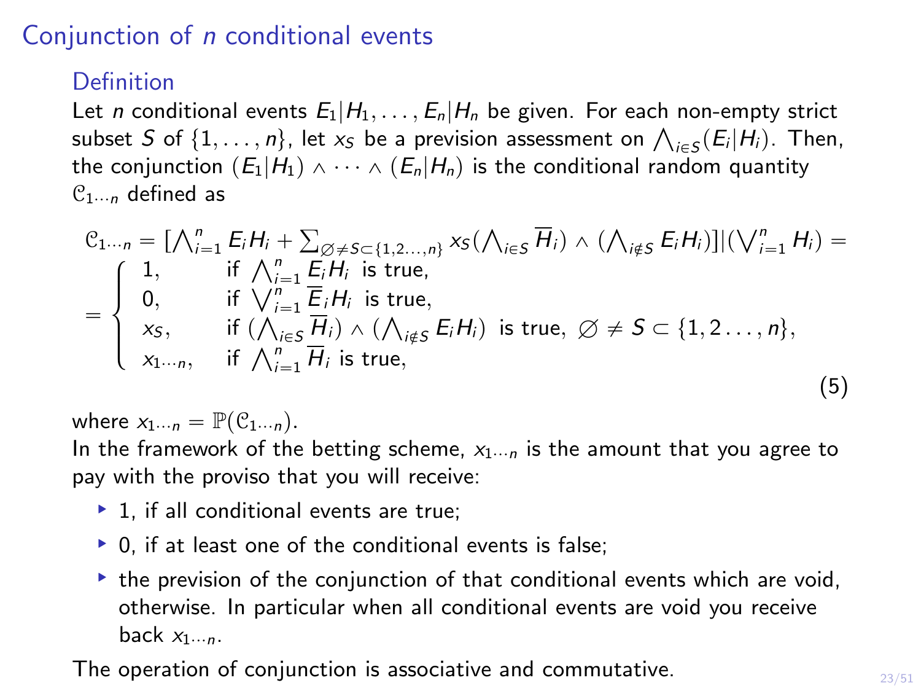## Conjunction of $n$ conditional events

### Definition

Let $n$ conditional events $E_1|H_1, \ldots, E_n|H_n$ be given. For each non-empty strict subset $S$ of $\{1, \ldots, n\}$, let $x_S$ be a prevision assessment on $\bigwedge_{i \in S}(E_i|H_i)$. Then, the conjunction $(E_1|H_1) \wedge \cdots \wedge (E_n|H_n)$ is the conditional random quantity $\mathcal{C}_{1\cdots n}$ defined as

$$
\mathcal{C}_{1\cdots n} = [\bigwedge_{i=1}^{n} E_i H_i + \sum_{\emptyset \neq S \subset \{1,2\ldots,n\}} x_S (\bigwedge_{i \in S} \overline{H}_i) \wedge (\bigwedge_{i \notin S} E_i H_i)] | (\bigvee_{i=1}^{n} H_i) =
$$

$$
= \begin{cases} 1, & \text{if } \bigwedge_{i=1}^{n} E_i H_i \text{ is true,} \\ 0, & \text{if } \bigvee_{i=1}^{n} \overline{E}_i H_i \text{ is true,} \\ x_S, & \text{if } (\bigwedge_{i \in S} \overline{H}_i) \wedge (\bigwedge_{i \notin S} E_i H_i) \text{ is true, } \emptyset \neq S \subset \{1, 2 \ldots, n\}, \\ x_{1\cdots n}, & \text{if } \bigwedge_{i=1}^{n} \overline{H}_i \text{ is true,} \end{cases} \tag{5}
$$

where $x_{1\cdots n} = \mathbb{P}(\mathcal{C}_{1\cdots n})$.

In the framework of the betting scheme, $x_{1\cdots n}$ is the amount that you agree to pay with the proviso that you will receive:

- 1, if all conditional events are true;
- 0, if at least one of the conditional events is false;
- the prevision of the conjunction of that conditional events which are void, otherwise. In particular when all conditional events are void you receive back $x_{1\cdots n}$.

The operation of conjunction is associative and commutative.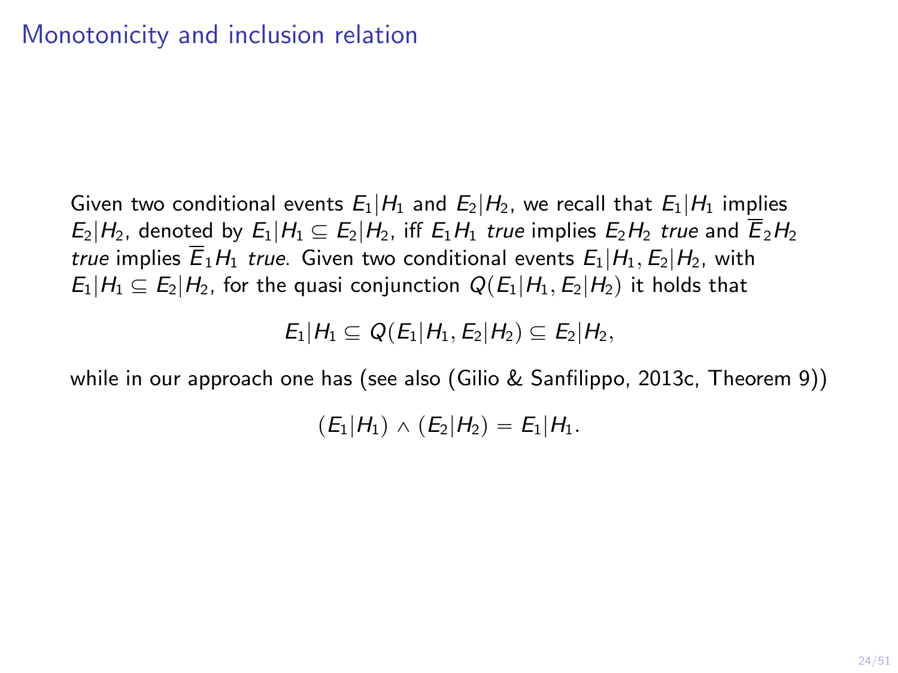# Monotonicity and inclusion relation

Given two conditional events $E_1|H_1$ and $E_2|H_2$, we recall that $E_1|H_1$ implies $E_2|H_2$, denoted by $E_1|H_1 \subseteq E_2|H_2$, iff $E_1H_1$ *true* implies $E_2H_2$ *true* and $\overline{E}_2H_2$ *true* implies $\overline{E}_1H_1$ *true*. Given two conditional events $E_1|H_1, E_2|H_2$, with $E_1|H_1 \subseteq E_2|H_2$, for the quasi conjunction $Q(E_1|H_1, E_2|H_2)$ it holds that

$$E_1|H_1 \subseteq Q(E_1|H_1, E_2|H_2) \subseteq E_2|H_2,$$

while in our approach one has (see also (Gilio & Sanfilippo, 2013c, Theorem 9))

$$(E_1|H_1) \wedge (E_2|H_2) = E_1|H_1.$$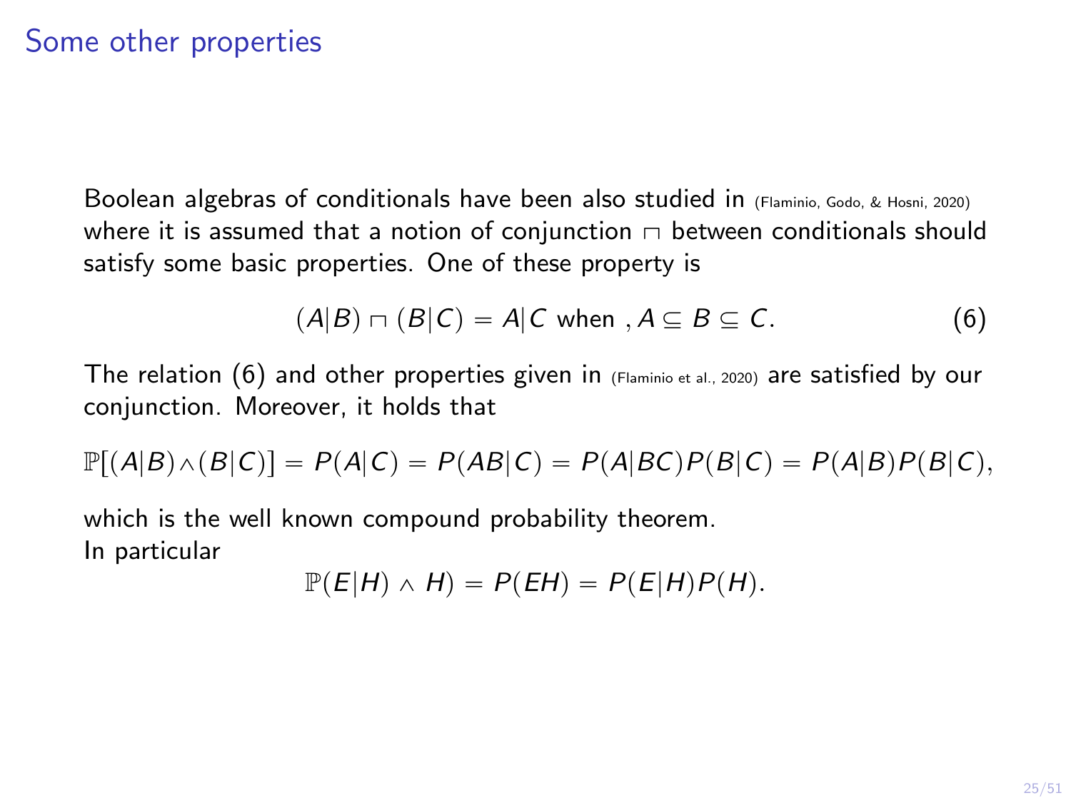# Some other properties

Boolean algebras of conditionals have been also studied in (Flaminio, Godo, & Hosni, 2020) where it is assumed that a notion of conjunction $\sqcap$ between conditionals should satisfy some basic properties. One of these property is

$$(A|B) \sqcap (B|C) = A|C \text{ when } , A \subseteq B \subseteq C. \tag{6}$$

The relation (6) and other properties given in (Flaminio et al., 2020) are satisfied by our conjunction. Moreover, it holds that

$$\mathbb{P}[(A|B) \wedge (B|C)] = P(A|C) = P(AB|C) = P(A|BC)P(B|C) = P(A|B)P(B|C),$$

which is the well known compound probability theorem.
In particular

$$\mathbb{P}(E|H) \wedge H) = P(EH) = P(E|H)P(H).$$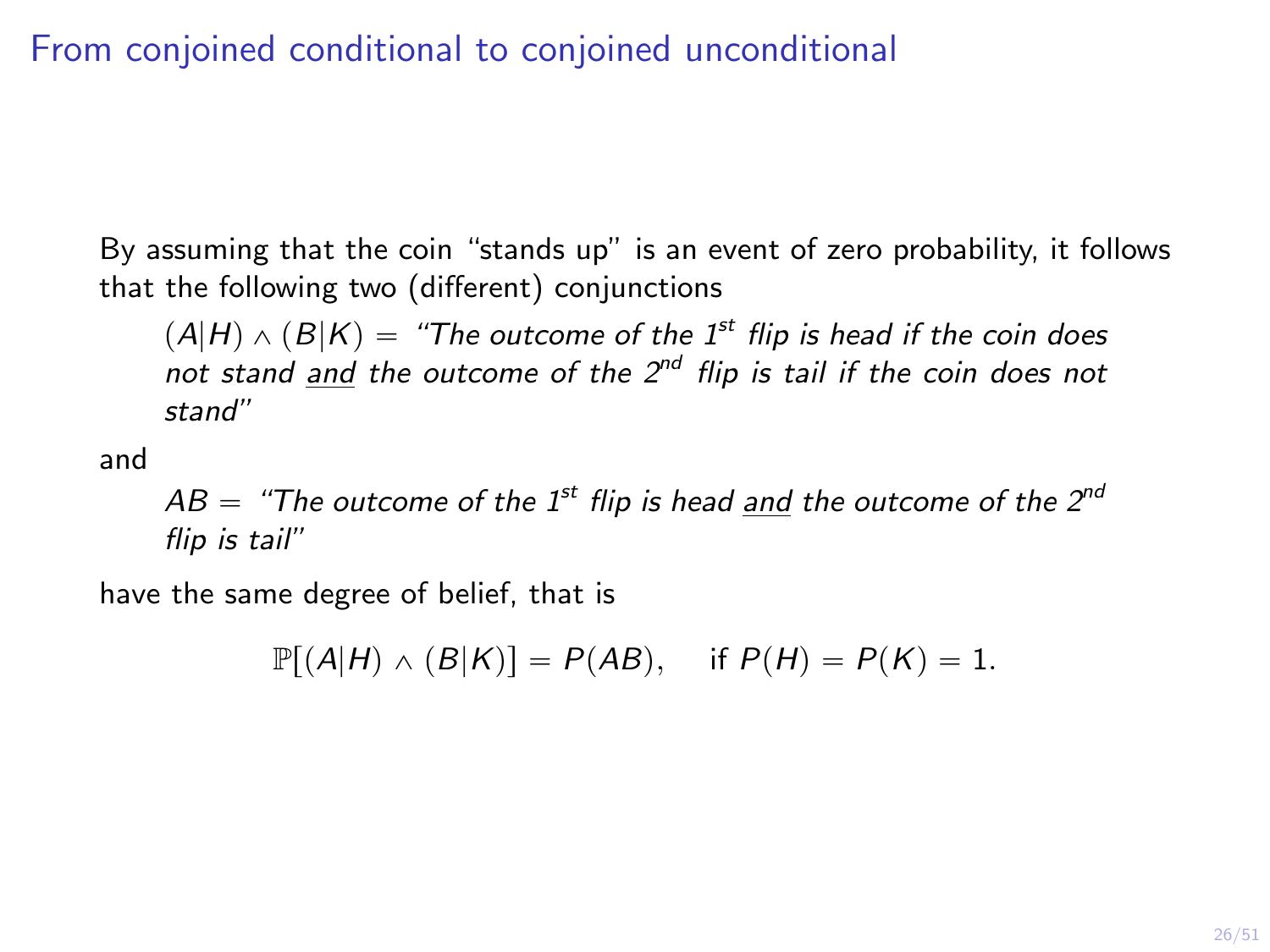# From conjoined conditional to conjoined unconditional

By assuming that the coin "stands up" is an event of zero probability, it follows that the following two (different) conjunctions

> $(A|H) \wedge (B|K) =$ *"The outcome of the 1st flip is head if the coin does not stand <u>and</u> the outcome of the 2nd flip is tail if the coin does not stand"*

and

> $AB =$ *"The outcome of the 1st flip is head <u>and</u> the outcome of the 2nd flip is tail"*

have the same degree of belief, that is

$$\mathbb{P}[(A|H) \wedge (B|K)] = P(AB), \quad \text{if } P(H) = P(K) = 1.$$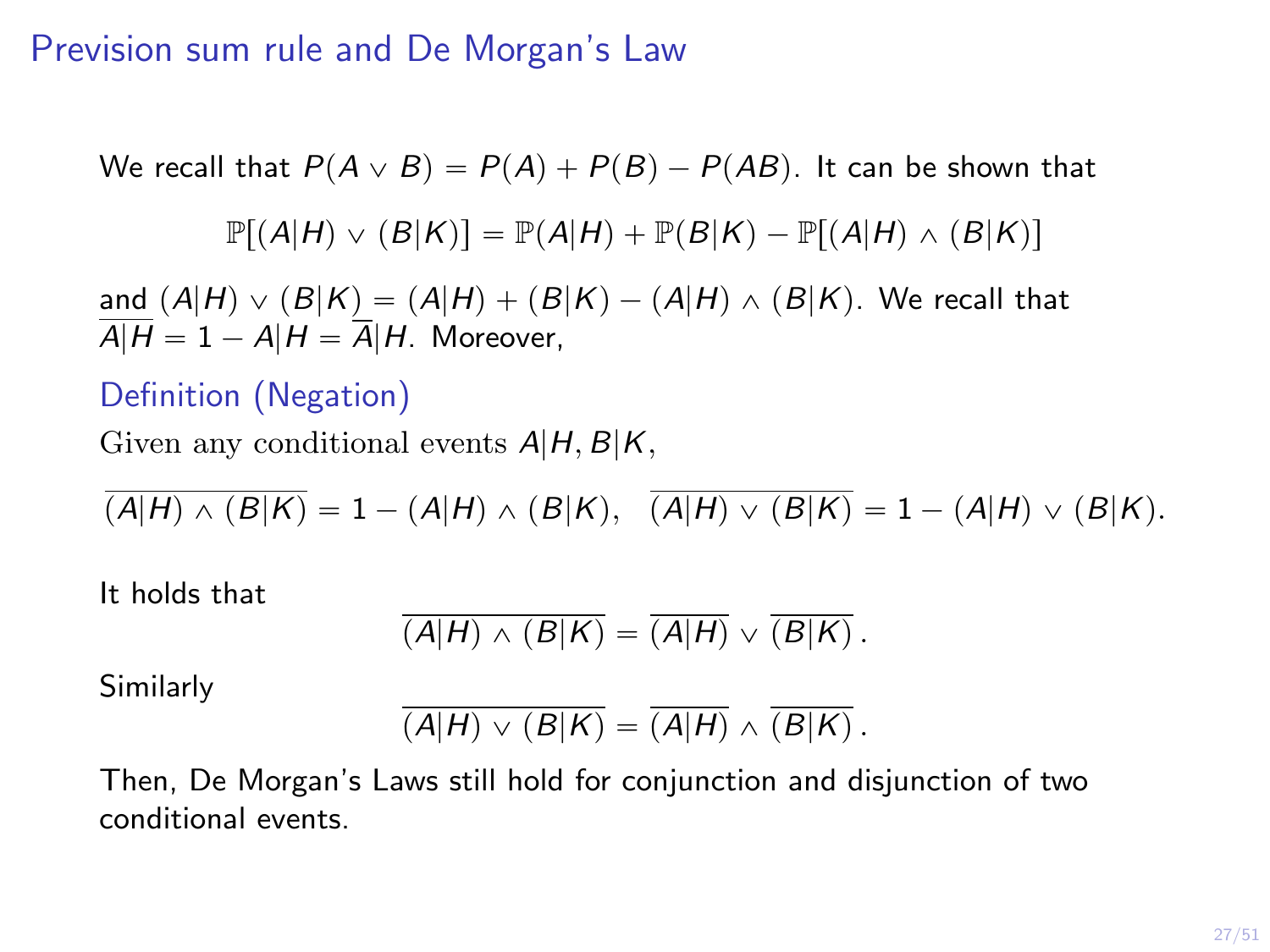# Prevision sum rule and De Morgan's Law

We recall that $P(A \vee B) = P(A) + P(B) - P(AB)$. It can be shown that

$$\mathbb{P}[(A|H) \vee (B|K)] = \mathbb{P}(A|H) + \mathbb{P}(B|K) - \mathbb{P}[(A|H) \wedge (B|K)]$$

and $(A|H) \vee (B|K) = (A|H) + (B|K) - (A|H) \wedge (B|K)$. We recall that $\overline{A|H} = 1 - A|H = \overline{A}|H$. Moreover,

## Definition (Negation)

Given any conditional events $A|H, B|K$,

$$\overline{(A|H) \wedge (B|K)} = 1 - (A|H) \wedge (B|K), \quad \overline{(A|H) \vee (B|K)} = 1 - (A|H) \vee (B|K).$$

It holds that

$$\overline{(A|H) \wedge (B|K)} = \overline{(A|H)} \vee \overline{(B|K)}\,.$$

Similarly

$$\overline{(A|H) \vee (B|K)} = \overline{(A|H)} \wedge \overline{(B|K)}\,.$$

Then, De Morgan's Laws still hold for conjunction and disjunction of two conditional events.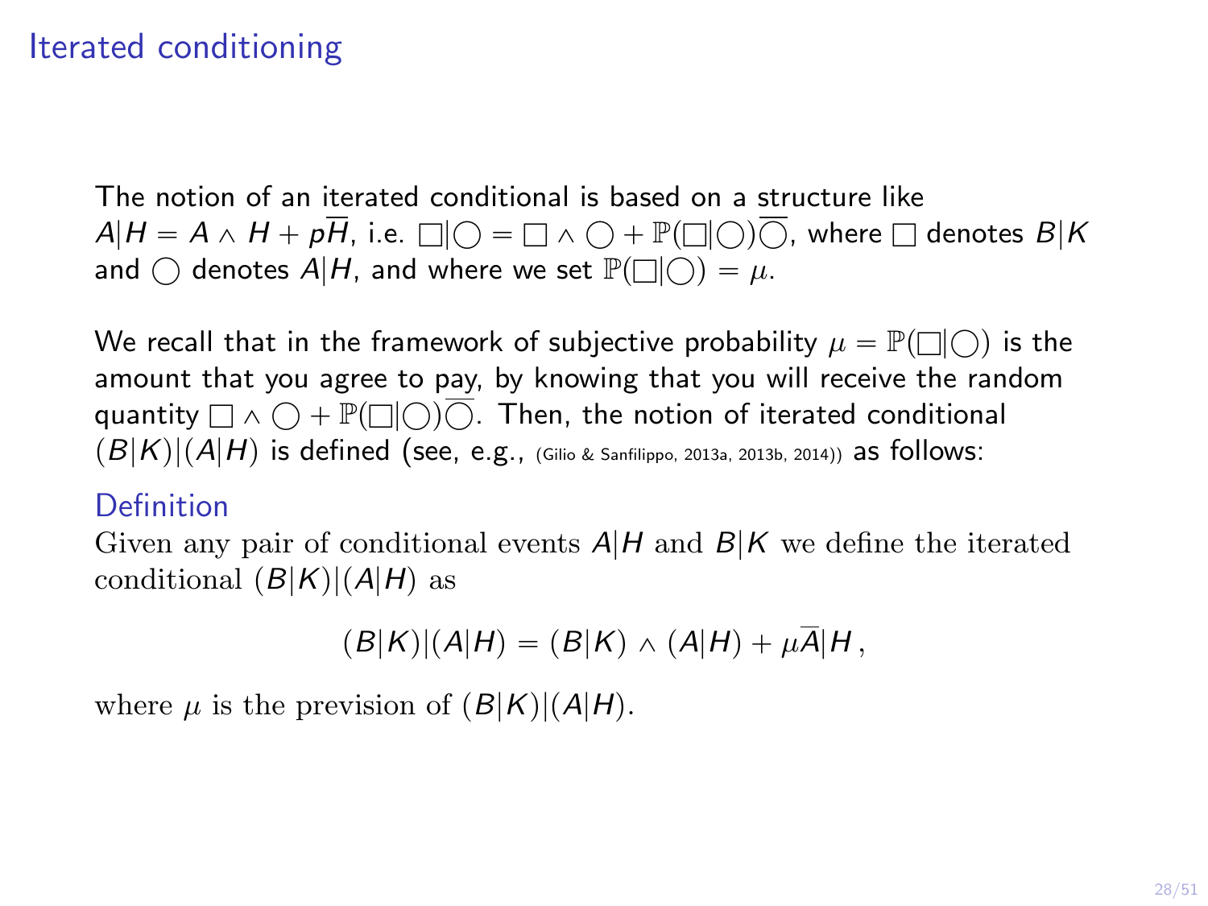## Iterated conditioning

The notion of an iterated conditional is based on a structure like $A|H = A \wedge H + p\overline{H}$, i.e. $\square|\bigcirc = \square \wedge \bigcirc + \mathbb{P}(\square|\bigcirc)\overline{\bigcirc}$, where $\square$ denotes $B|K$ and $\bigcirc$ denotes $A|H$, and where we set $\mathbb{P}(\square|\bigcirc) = \mu$.

We recall that in the framework of subjective probability $\mu = \mathbb{P}(\square|\bigcirc)$ is the amount that you agree to pay, by knowing that you will receive the random quantity $\square \wedge \bigcirc + \mathbb{P}(\square|\bigcirc)\overline{\bigcirc}$. Then, the notion of iterated conditional $(B|K)|(A|H)$ is defined (see, e.g., (Gilio & Sanfilippo, 2013a, 2013b, 2014)) as follows:

### Definition

Given any pair of conditional events $A|H$ and $B|K$ we define the iterated conditional $(B|K)|(A|H)$ as

$$(B|K)|(A|H) = (B|K) \wedge (A|H) + \mu \bar{A}|H \,,$$

where $\mu$ is the prevision of $(B|K)|(A|H)$.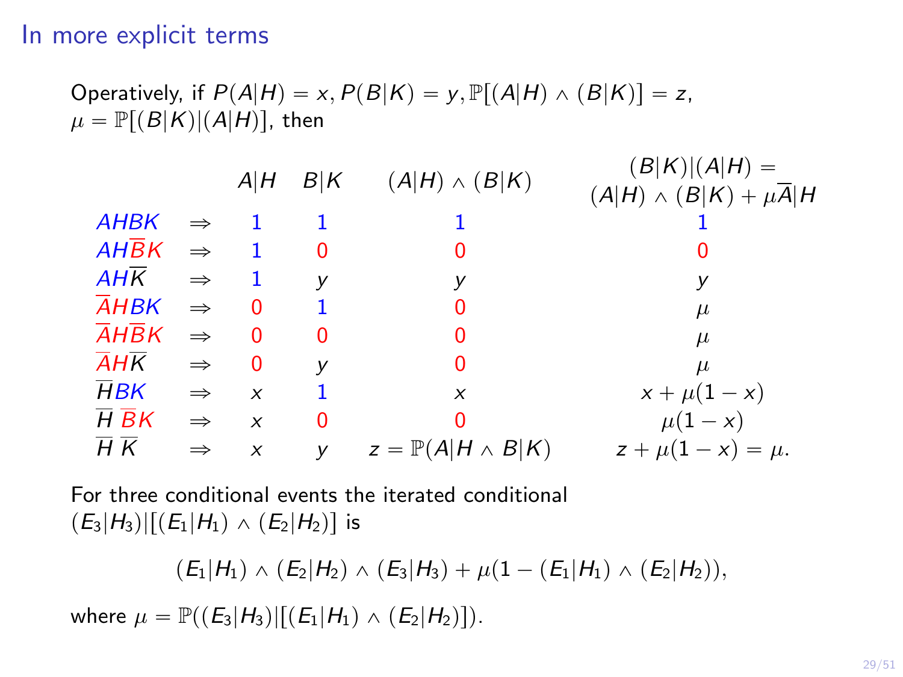## In more explicit terms

Operatively, if $P(A|H) = x, P(B|K) = y, \mathbb{P}[(A|H) \wedge (B|K)] = z$, $\mu = \mathbb{P}[(B|K)|(A|H)]$, then

| | | $A|H$ | $B|K$ | $(A|H) \wedge (B|K)$ | $(B|K)|(A|H) =$ $(A|H) \wedge (B|K) + \mu\overline{A}|H$ |
|---|---|---|---|---|---|
| $AHBK$ | $\Rightarrow$ | 1 | 1 | 1 | 1 |
| $AH\overline{B}K$ | $\Rightarrow$ | 1 | 0 | 0 | 0 |
| $AH\overline{K}$ | $\Rightarrow$ | 1 | $y$ | $y$ | $y$ |
| $\overline{A}HBK$ | $\Rightarrow$ | 0 | 1 | 0 | $\mu$ |
| $\overline{A}H\overline{B}K$ | $\Rightarrow$ | 0 | 0 | 0 | $\mu$ |
| $\overline{A}H\overline{K}$ | $\Rightarrow$ | 0 | $y$ | 0 | $\mu$ |
| $\overline{H}BK$ | $\Rightarrow$ | $x$ | 1 | $x$ | $x + \mu(1-x)$ |
| $\overline{H}\,\overline{B}K$ | $\Rightarrow$ | $x$ | 0 | 0 | $\mu(1-x)$ |
| $\overline{H}\,\overline{K}$ | $\Rightarrow$ | $x$ | $y$ | $z = \mathbb{P}(A|H \wedge B|K)$ | $z + \mu(1-x) = \mu.$ |

For three conditional events the iterated conditional $(E_3|H_3)|[(E_1|H_1) \wedge (E_2|H_2)]$ is

$$(E_1|H_1) \wedge (E_2|H_2) \wedge (E_3|H_3) + \mu(1 - (E_1|H_1) \wedge (E_2|H_2)),$$

where $\mu = \mathbb{P}((E_3|H_3)|[(E_1|H_1) \wedge (E_2|H_2)])$.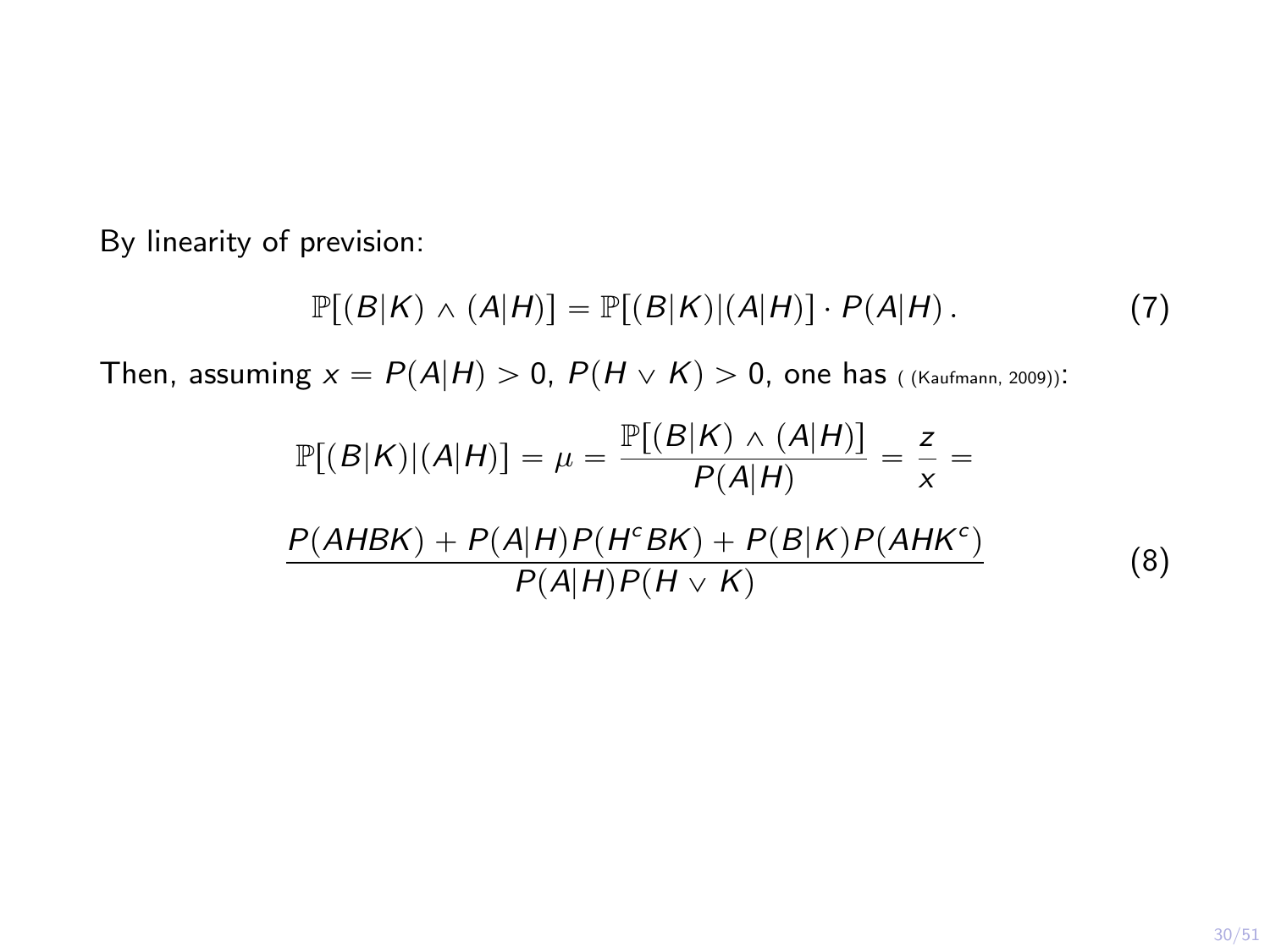By linearity of prevision:

$$\mathbb{P}[(B|K) \wedge (A|H)] = \mathbb{P}[(B|K)|(A|H)] \cdot P(A|H)\,. \tag{7}$$

Then, assuming $x = P(A|H) > 0$, $P(H \vee K) > 0$, one has ( (Kaufmann, 2009)):

$$\mathbb{P}[(B|K)|(A|H)] = \mu = \frac{\mathbb{P}[(B|K) \wedge (A|H)]}{P(A|H)} = \frac{z}{x} =$$

$$\frac{P(AHBK) + P(A|H)P(H^c BK) + P(B|K)P(AHK^c)}{P(A|H)P(H \vee K)} \tag{8}$$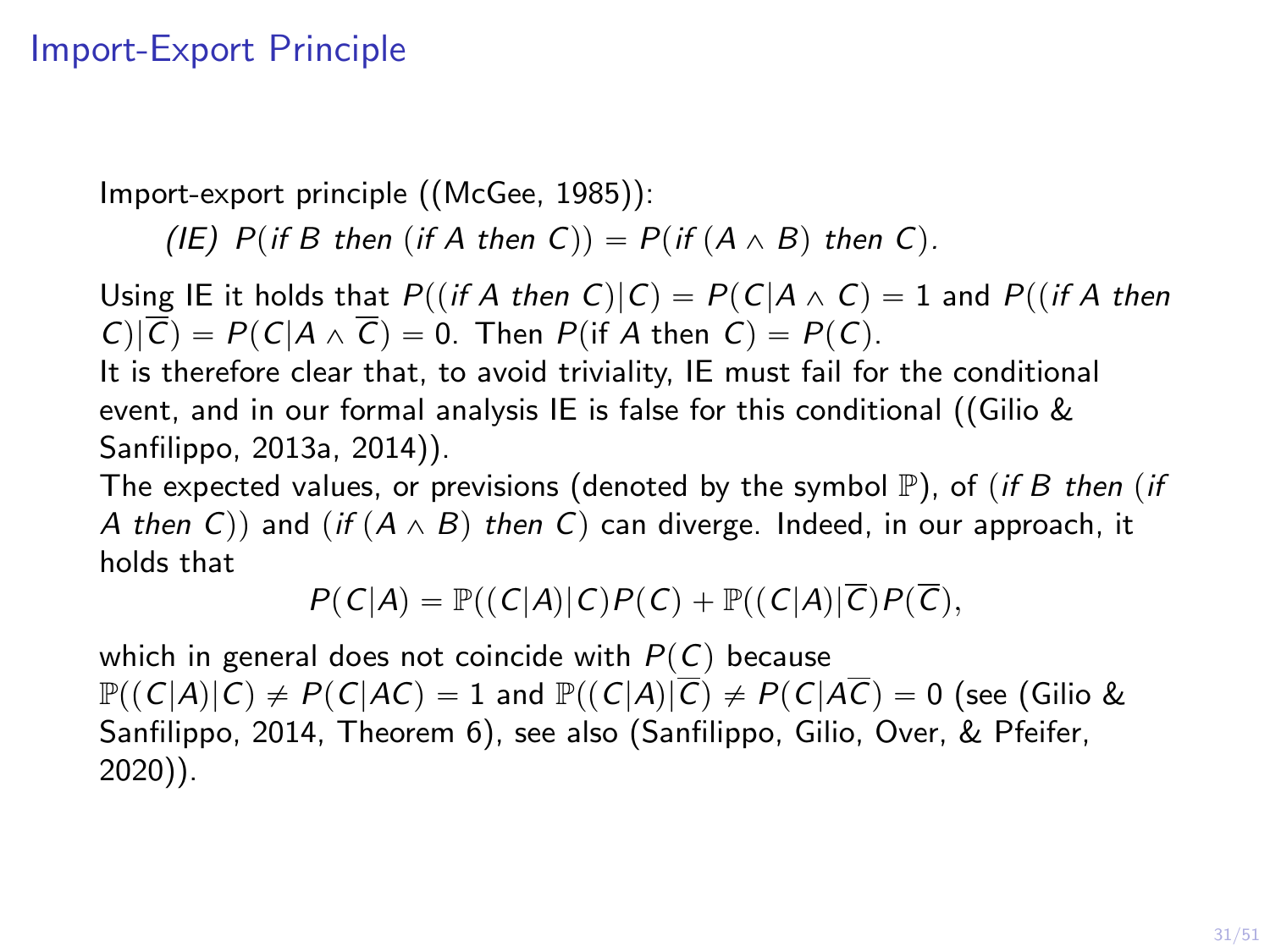# Import-Export Principle

Import-export principle ((McGee, 1985)):

*(IE)* $P(\textit{if } B \textit{ then } (\textit{if } A \textit{ then } C)) = P(\textit{if } (A \wedge B) \textit{ then } C)$.

Using IE it holds that $P((\textit{if } A \textit{ then } C)|C) = P(C|A \wedge C) = 1$ and $P((\textit{if } A \textit{ then } C)|\overline{C}) = P(C|A \wedge \overline{C}) = 0$. Then $P(\text{if } A \text{ then } C) = P(C)$.

It is therefore clear that, to avoid triviality, IE must fail for the conditional event, and in our formal analysis IE is false for this conditional ((Gilio & Sanfilippo, 2013a, 2014)).

The expected values, or previsions (denoted by the symbol $\mathbb{P}$), of $(\textit{if } B \textit{ then } (\textit{if } A \textit{ then } C))$ and $(\textit{if } (A \wedge B) \textit{ then } C)$ can diverge. Indeed, in our approach, it holds that

$$P(C|A) = \mathbb{P}((C|A)|C)P(C) + \mathbb{P}((C|A)|\overline{C})P(\overline{C}),$$

which in general does not coincide with $P(C)$ because $\mathbb{P}((C|A)|C) \neq P(C|AC) = 1$ and $\mathbb{P}((C|A)|\overline{C}) \neq P(C|A\overline{C}) = 0$ (see (Gilio & Sanfilippo, 2014, Theorem 6), see also (Sanfilippo, Gilio, Over, & Pfeifer, 2020)).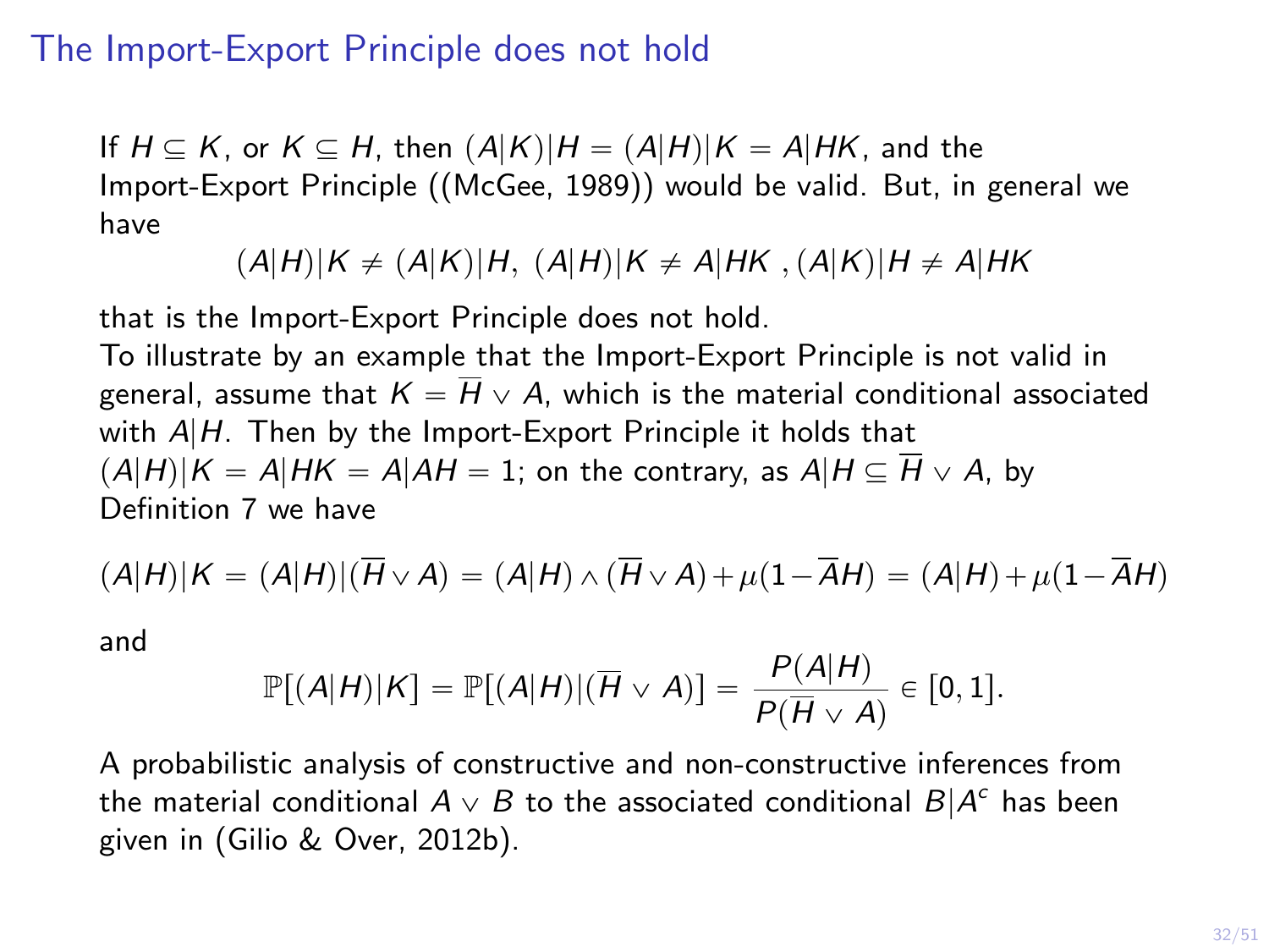# The Import-Export Principle does not hold

If $H \subseteq K$, or $K \subseteq H$, then $(A|K)|H = (A|H)|K = A|HK$, and the Import-Export Principle ((McGee, 1989)) would be valid. But, in general we have

$$(A|H)|K \neq (A|K)|H, \ (A|H)|K \neq A|HK \ , (A|K)|H \neq A|HK$$

that is the Import-Export Principle does not hold.
To illustrate by an example that the Import-Export Principle is not valid in general, assume that $K = \overline{H} \vee A$, which is the material conditional associated with $A|H$. Then by the Import-Export Principle it holds that $(A|H)|K = A|HK = A|AH = 1$; on the contrary, as $A|H \subseteq \overline{H} \vee A$, by Definition 7 we have

$$(A|H)|K = (A|H)|(\overline{H} \vee A) = (A|H) \wedge (\overline{H} \vee A) + \mu(1 - \overline{A}H) = (A|H) + \mu(1 - \overline{A}H)$$

and

$$\mathbb{P}[(A|H)|K] = \mathbb{P}[(A|H)|(\overline{H} \vee A)] = \frac{P(A|H)}{P(\overline{H} \vee A)} \in [0, 1].$$

A probabilistic analysis of constructive and non-constructive inferences from the material conditional $A \vee B$ to the associated conditional $B|A^c$ has been given in (Gilio & Over, 2012b).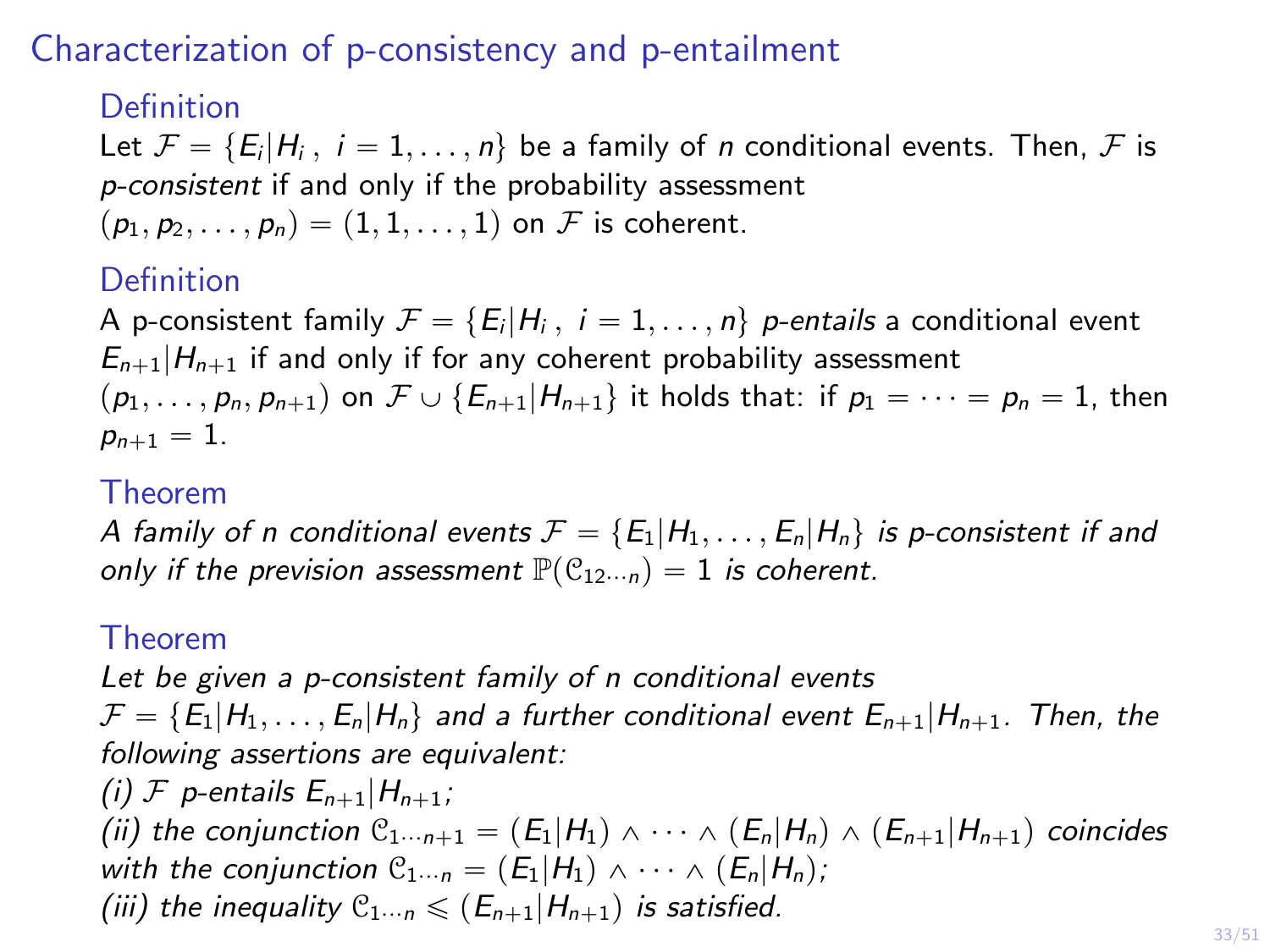# Characterization of p-consistency and p-entailment

### Definition

Let $\mathcal{F} = \{E_i|H_i\,,\ i = 1, \ldots, n\}$ be a family of $n$ conditional events. Then, $\mathcal{F}$ is *p-consistent* if and only if the probability assessment $(p_1, p_2, \ldots, p_n) = (1, 1, \ldots, 1)$ on $\mathcal{F}$ is coherent.

### Definition

A p-consistent family $\mathcal{F} = \{E_i|H_i\,,\ i = 1, \ldots, n\}$ *p-entails* a conditional event $E_{n+1}|H_{n+1}$ if and only if for any coherent probability assessment $(p_1, \ldots, p_n, p_{n+1})$ on $\mathcal{F} \cup \{E_{n+1}|H_{n+1}\}$ it holds that: if $p_1 = \cdots = p_n = 1$, then $p_{n+1} = 1$.

### Theorem

*A family of n conditional events $\mathcal{F} = \{E_1|H_1, \ldots, E_n|H_n\}$ is p-consistent if and only if the prevision assessment $\mathbb{P}(\mathcal{C}_{12\cdots n}) = 1$ is coherent.*

### Theorem

*Let be given a p-consistent family of n conditional events $\mathcal{F} = \{E_1|H_1, \ldots, E_n|H_n\}$ and a further conditional event $E_{n+1}|H_{n+1}$. Then, the following assertions are equivalent:*

*(i) $\mathcal{F}$ p-entails $E_{n+1}|H_{n+1}$;*

*(ii) the conjunction $\mathcal{C}_{1\cdots n+1} = (E_1|H_1) \wedge \cdots \wedge (E_n|H_n) \wedge (E_{n+1}|H_{n+1})$ coincides with the conjunction $\mathcal{C}_{1\cdots n} = (E_1|H_1) \wedge \cdots \wedge (E_n|H_n)$;*

*(iii) the inequality $\mathcal{C}_{1\cdots n} \leqslant (E_{n+1}|H_{n+1})$ is satisfied.*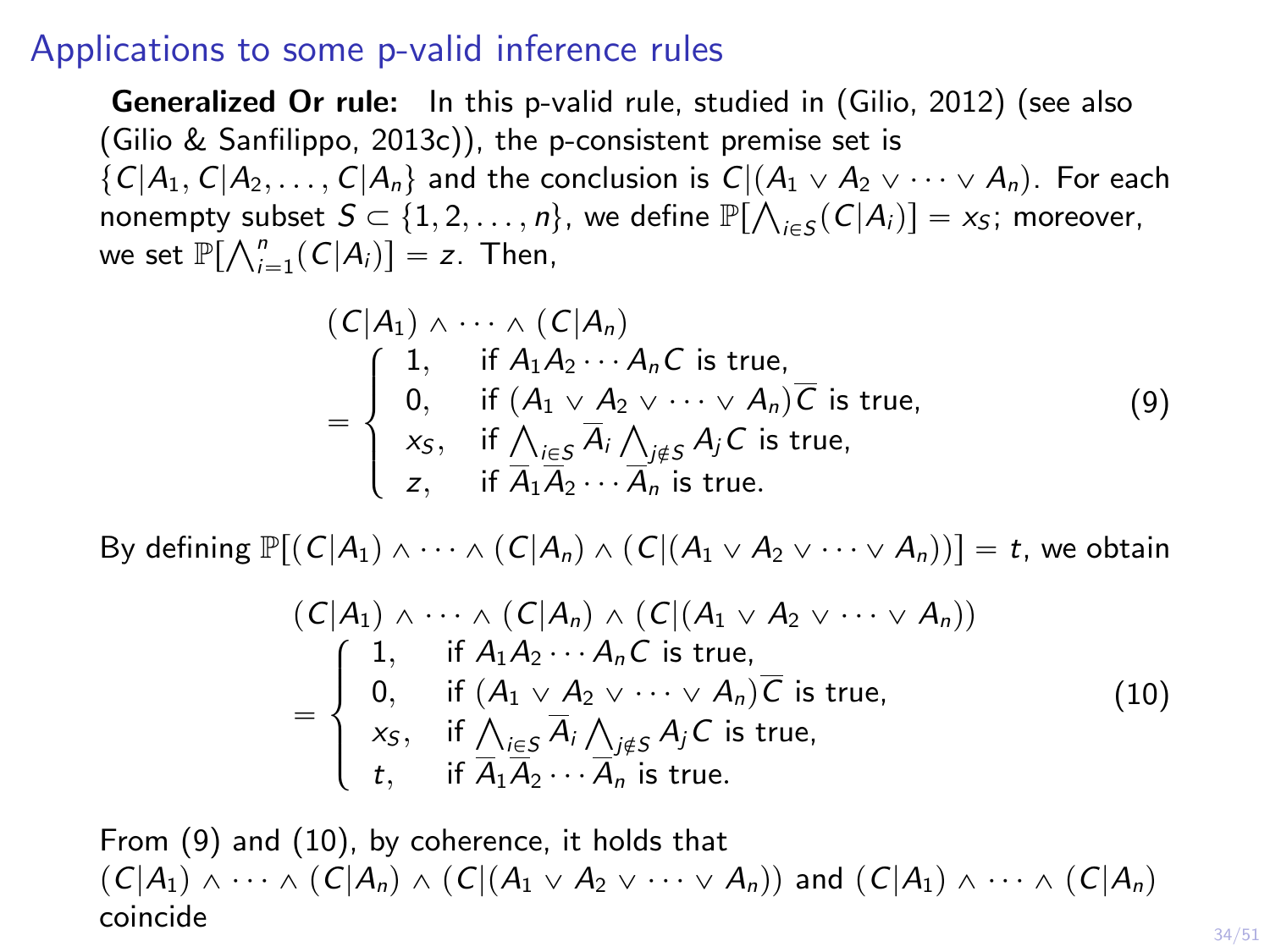## Applications to some p-valid inference rules

**Generalized Or rule:** In this p-valid rule, studied in (Gilio, 2012) (see also (Gilio & Sanfilippo, 2013c)), the p-consistent premise set is $\{C|A_1, C|A_2, \dots, C|A_n\}$ and the conclusion is $C|(A_1 \vee A_2 \vee \cdots \vee A_n)$. For each nonempty subset $S \subset \{1, 2, \dots, n\}$, we define $\mathbb{P}[\bigwedge_{i \in S}(C|A_i)] = x_S$; moreover, we set $\mathbb{P}[\bigwedge_{i=1}^{n}(C|A_i)] = z$. Then,

$$
(C|A_1) \wedge \cdots \wedge (C|A_n) = \begin{cases} 1, & \text{if } A_1 A_2 \cdots A_n C \text{ is true,} \\ 0, & \text{if } (A_1 \vee A_2 \vee \cdots \vee A_n)\overline{C} \text{ is true,} \\ x_S, & \text{if } \bigwedge_{i \in S} \overline{A}_i \bigwedge_{j \notin S} A_j C \text{ is true,} \\ z, & \text{if } \overline{A}_1 \overline{A}_2 \cdots \overline{A}_n \text{ is true.} \end{cases} \tag{9}
$$

By defining $\mathbb{P}[(C|A_1) \wedge \cdots \wedge (C|A_n) \wedge (C|(A_1 \vee A_2 \vee \cdots \vee A_n))] = t$, we obtain

$$
(C|A_1) \wedge \cdots \wedge (C|A_n) \wedge (C|(A_1 \vee A_2 \vee \cdots \vee A_n)) = \begin{cases} 1, & \text{if } A_1 A_2 \cdots A_n C \text{ is true,} \\ 0, & \text{if } (A_1 \vee A_2 \vee \cdots \vee A_n)\overline{C} \text{ is true,} \\ x_S, & \text{if } \bigwedge_{i \in S} \overline{A}_i \bigwedge_{j \notin S} A_j C \text{ is true,} \\ t, & \text{if } \overline{A}_1 \overline{A}_2 \cdots \overline{A}_n \text{ is true.} \end{cases} \tag{10}
$$

From (9) and (10), by coherence, it holds that $(C|A_1) \wedge \cdots \wedge (C|A_n) \wedge (C|(A_1 \vee A_2 \vee \cdots \vee A_n))$ and $(C|A_1) \wedge \cdots \wedge (C|A_n)$ coincide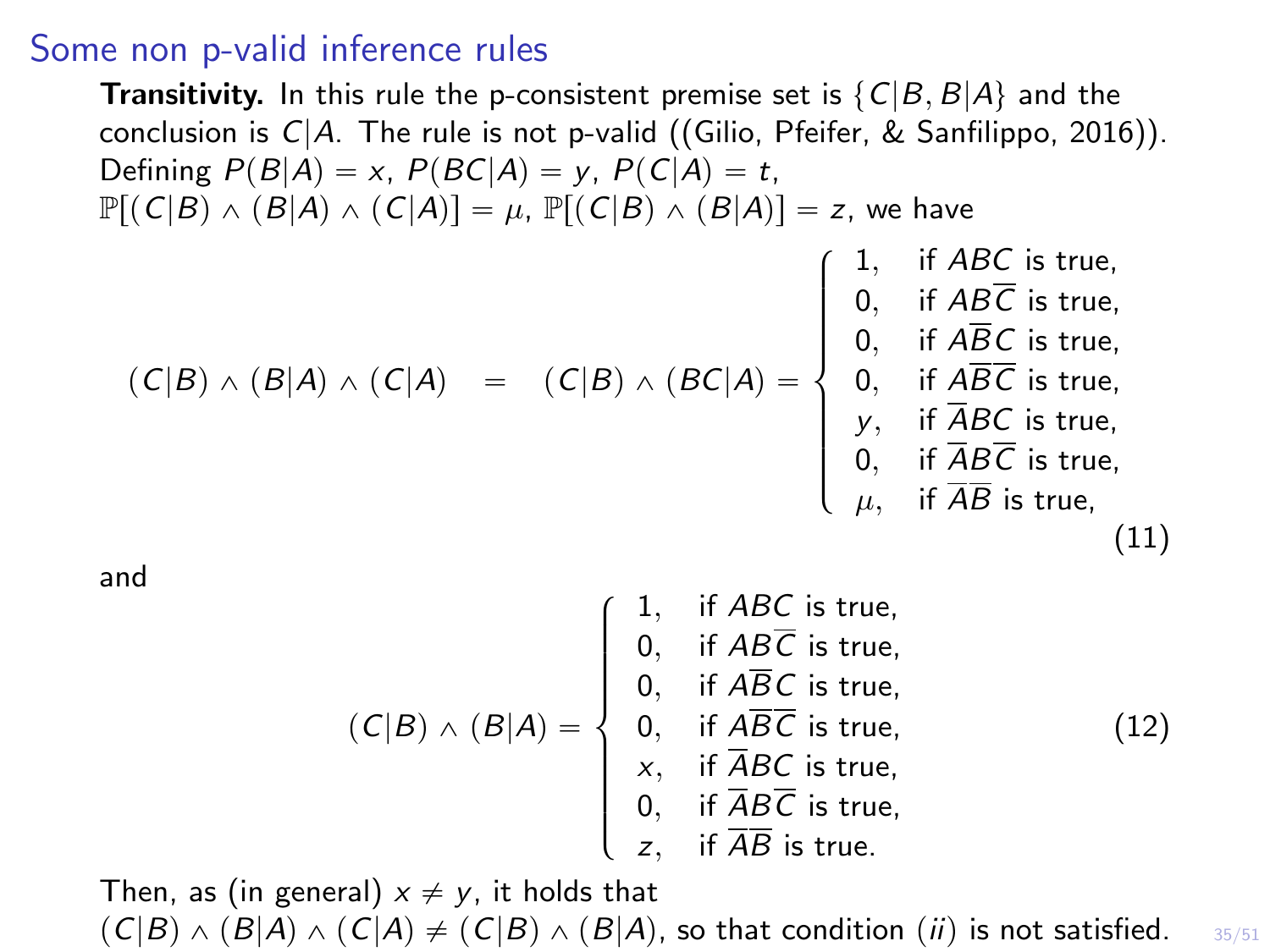## Some non p-valid inference rules

**Transitivity.** In this rule the p-consistent premise set is $\{C|B, B|A\}$ and the conclusion is $C|A$. The rule is not p-valid ((Gilio, Pfeifer, & Sanfilippo, 2016)). Defining $P(B|A) = x$, $P(BC|A) = y$, $P(C|A) = t$, $\mathbb{P}[(C|B) \wedge (B|A) \wedge (C|A)] = \mu$, $\mathbb{P}[(C|B) \wedge (B|A)] = z$, we have

$$
(C|B) \wedge (B|A) \wedge (C|A) \quad = \quad (C|B) \wedge (BC|A) = \begin{cases} 1, & \text{if } ABC \text{ is true,} \\ 0, & \text{if } AB\overline{C} \text{ is true,} \\ 0, & \text{if } A\overline{B}C \text{ is true,} \\ 0, & \text{if } A\overline{B}\overline{C} \text{ is true,} \\ y, & \text{if } \overline{A}BC \text{ is true,} \\ 0, & \text{if } \overline{A}B\overline{C} \text{ is true,} \\ \mu, & \text{if } \overline{A}\overline{B} \text{ is true,} \end{cases} \tag{11}
$$

and

$$
(C|B) \wedge (B|A) = \begin{cases} 1, & \text{if } ABC \text{ is true,} \\ 0, & \text{if } AB\overline{C} \text{ is true,} \\ 0, & \text{if } A\overline{B}C \text{ is true,} \\ 0, & \text{if } A\overline{B}\overline{C} \text{ is true,} \\ x, & \text{if } \overline{A}BC \text{ is true,} \\ 0, & \text{if } \overline{A}B\overline{C} \text{ is true,} \\ z, & \text{if } \overline{A}\overline{B} \text{ is true.} \end{cases} \tag{12}
$$

Then, as (in general) $x \neq y$, it holds that $(C|B) \wedge (B|A) \wedge (C|A) \neq (C|B) \wedge (B|A)$, so that condition $(ii)$ is not satisfied.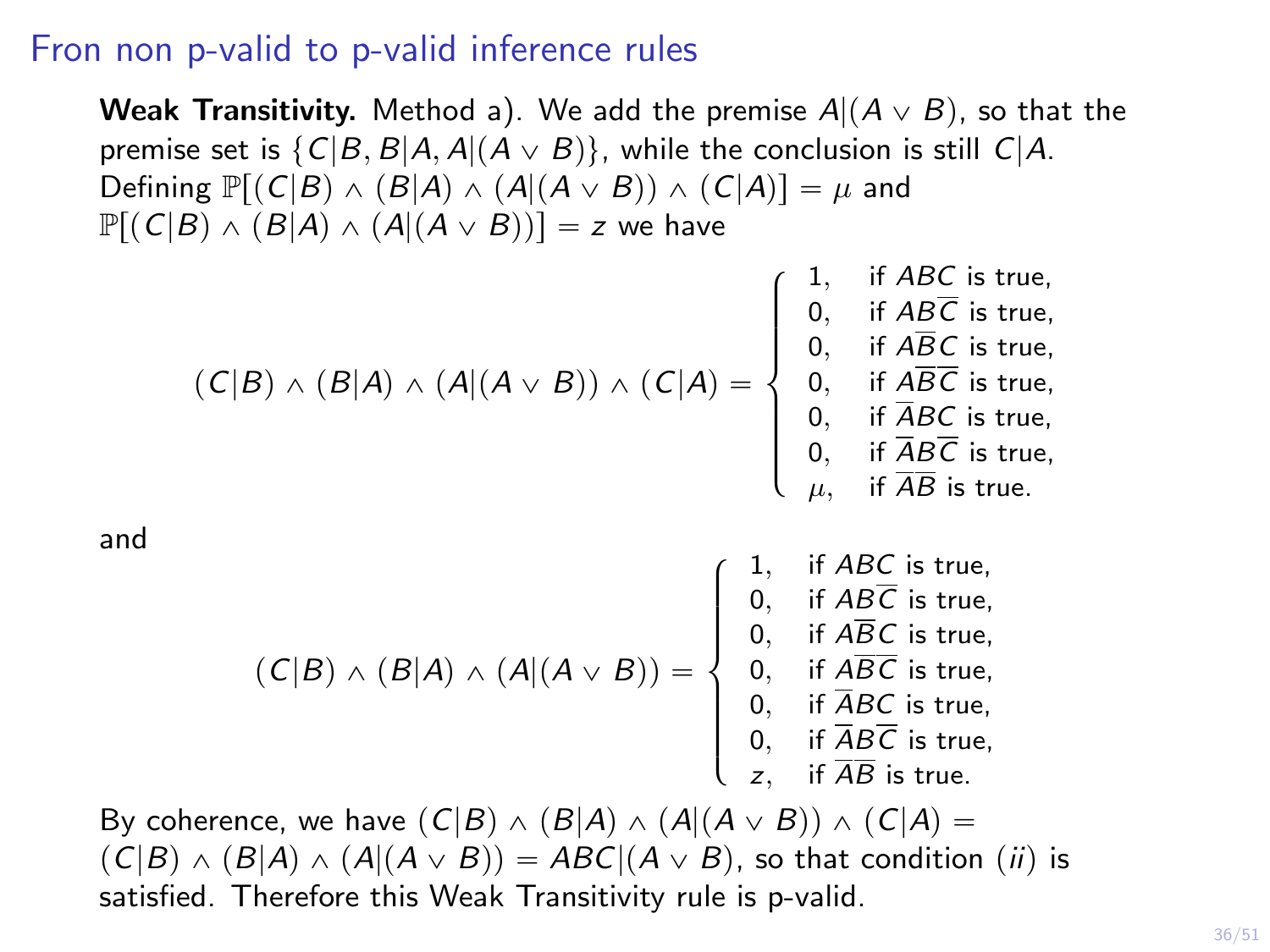## Fron non p-valid to p-valid inference rules

**Weak Transitivity.** Method a). We add the premise $A|(A \vee B)$, so that the premise set is $\{C|B, B|A, A|(A \vee B)\}$, while the conclusion is still $C|A$. Defining $\mathbb{P}[(C|B) \wedge (B|A) \wedge (A|(A \vee B)) \wedge (C|A)] = \mu$ and $\mathbb{P}[(C|B) \wedge (B|A) \wedge (A|(A \vee B))] = z$ we have

$$(C|B) \wedge (B|A) \wedge (A|(A \vee B)) \wedge (C|A) = \begin{cases} 1, & \text{if } ABC \text{ is true,} \\ 0, & \text{if } AB\overline{C} \text{ is true,} \\ 0, & \text{if } A\overline{B}C \text{ is true,} \\ 0, & \text{if } A\overline{B}\,\overline{C} \text{ is true,} \\ 0, & \text{if } \overline{A}BC \text{ is true,} \\ 0, & \text{if } \overline{A}B\overline{C} \text{ is true,} \\ \mu, & \text{if } \overline{A}\,\overline{B} \text{ is true.} \end{cases}$$

and

$$(C|B) \wedge (B|A) \wedge (A|(A \vee B)) = \begin{cases} 1, & \text{if } ABC \text{ is true,} \\ 0, & \text{if } AB\overline{C} \text{ is true,} \\ 0, & \text{if } A\overline{B}C \text{ is true,} \\ 0, & \text{if } A\overline{B}\,\overline{C} \text{ is true,} \\ 0, & \text{if } \overline{A}BC \text{ is true,} \\ 0, & \text{if } \overline{A}B\overline{C} \text{ is true,} \\ z, & \text{if } \overline{A}\,\overline{B} \text{ is true.} \end{cases}$$

By coherence, we have $(C|B) \wedge (B|A) \wedge (A|(A \vee B)) \wedge (C|A) = (C|B) \wedge (B|A) \wedge (A|(A \vee B)) = ABC|(A \vee B)$, so that condition $(ii)$ is satisfied. Therefore this Weak Transitivity rule is p-valid.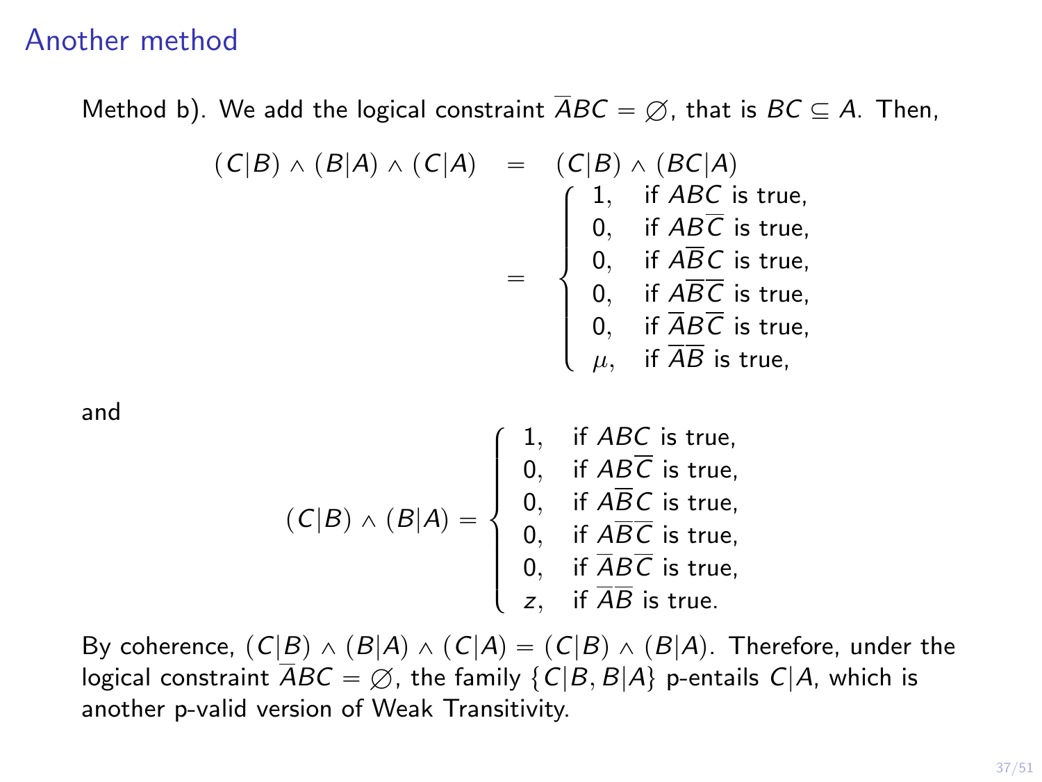## Another method

Method b). We add the logical constraint $\overline{A}BC = \varnothing$, that is $BC \subseteq A$. Then,

$$
\begin{array}{rcl}
(C|B) \wedge (B|A) \wedge (C|A) & = & (C|B) \wedge (BC|A) \\
& = & \begin{cases} 1, & \text{if } ABC \text{ is true,} \\ 0, & \text{if } AB\overline{C} \text{ is true,} \\ 0, & \text{if } A\overline{B}C \text{ is true,} \\ 0, & \text{if } A\overline{B}\,\overline{C} \text{ is true,} \\ 0, & \text{if } \overline{A}B\overline{C} \text{ is true,} \\ \mu, & \text{if } \overline{A}\,\overline{B} \text{ is true,} \end{cases}
\end{array}
$$

and

$$
(C|B) \wedge (B|A) = \begin{cases} 1, & \text{if } ABC \text{ is true,} \\ 0, & \text{if } AB\overline{C} \text{ is true,} \\ 0, & \text{if } A\overline{B}C \text{ is true,} \\ 0, & \text{if } A\overline{B}\,\overline{C} \text{ is true,} \\ 0, & \text{if } \overline{A}B\overline{C} \text{ is true,} \\ z, & \text{if } \overline{A}\,\overline{B} \text{ is true.} \end{cases}
$$

By coherence, $(C|B) \wedge (B|A) \wedge (C|A) = (C|B) \wedge (B|A)$. Therefore, under the logical constraint $\overline{A}BC = \varnothing$, the family $\{C|B, B|A\}$ p-entails $C|A$, which is another p-valid version of Weak Transitivity.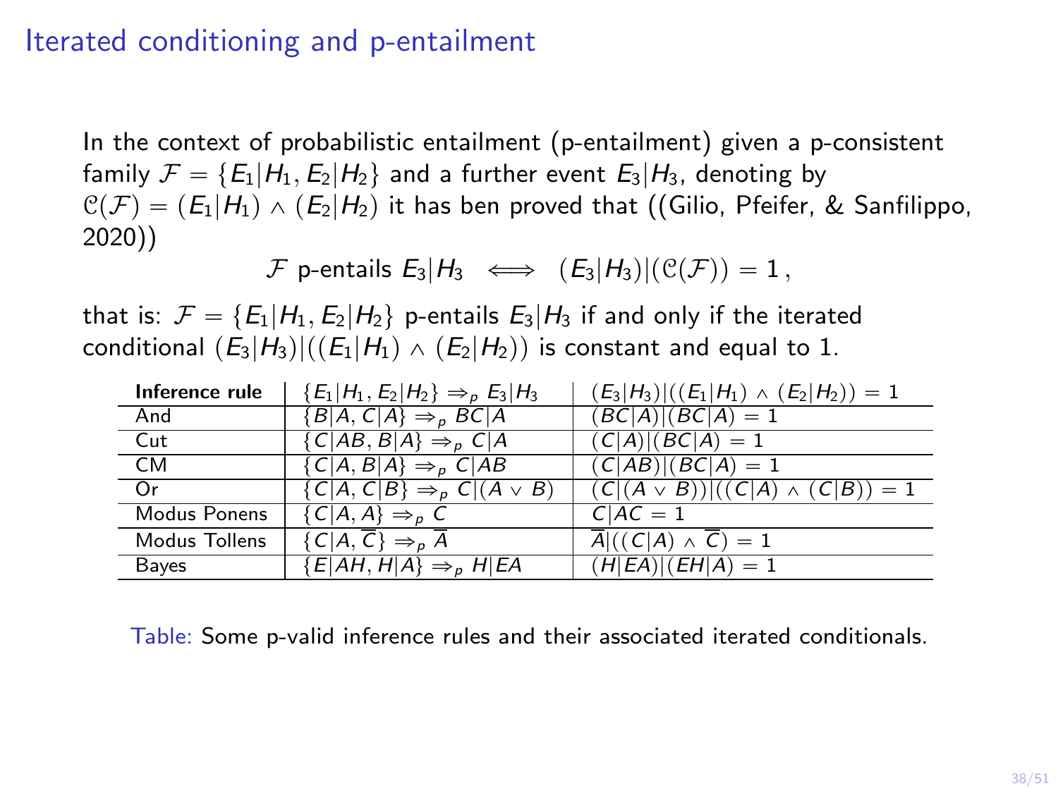# Iterated conditioning and p-entailment

In the context of probabilistic entailment (p-entailment) given a p-consistent family $\mathcal{F} = \{E_1|H_1, E_2|H_2\}$ and a further event $E_3|H_3$, denoting by $\mathcal{C}(\mathcal{F}) = (E_1|H_1) \wedge (E_2|H_2)$ it has ben proved that ((Gilio, Pfeifer, & Sanfilippo, 2020))

$$\mathcal{F} \text{ p-entails } E_3|H_3 \iff (E_3|H_3)|(\mathcal{C}(\mathcal{F})) = 1\,,$$

that is: $\mathcal{F} = \{E_1|H_1, E_2|H_2\}$ p-entails $E_3|H_3$ if and only if the iterated conditional $(E_3|H_3)|((E_1|H_1) \wedge (E_2|H_2))$ is constant and equal to 1.

| **Inference rule** | $\{E_1\|H_1, E_2\|H_2\} \Rightarrow_p E_3\|H_3$ | $(E_3\|H_3)\|((E_1\|H_1) \wedge (E_2\|H_2)) = 1$ |
|---|---|---|
| And | $\{B\|A, C\|A\} \Rightarrow_p BC\|A$ | $(BC\|A)\|(BC\|A) = 1$ |
| Cut | $\{C\|AB, B\|A\} \Rightarrow_p C\|A$ | $(C\|A)\|(BC\|A) = 1$ |
| CM | $\{C\|A, B\|A\} \Rightarrow_p C\|AB$ | $(C\|AB)\|(BC\|A) = 1$ |
| Or | $\{C\|A, C\|B\} \Rightarrow_p C\|(A \vee B)$ | $(C\|(A \vee B))\|((C\|A) \wedge (C\|B)) = 1$ |
| Modus Ponens | $\{C\|A, A\} \Rightarrow_p C$ | $C\|AC = 1$ |
| Modus Tollens | $\{C\|A, \overline{C}\} \Rightarrow_p \overline{A}$ | $\overline{A}\|((C\|A) \wedge \overline{C}) = 1$ |
| Bayes | $\{E\|AH, H\|A\} \Rightarrow_p H\|EA$ | $(H\|EA)\|(EH\|A) = 1$ |

Table: Some p-valid inference rules and their associated iterated conditionals.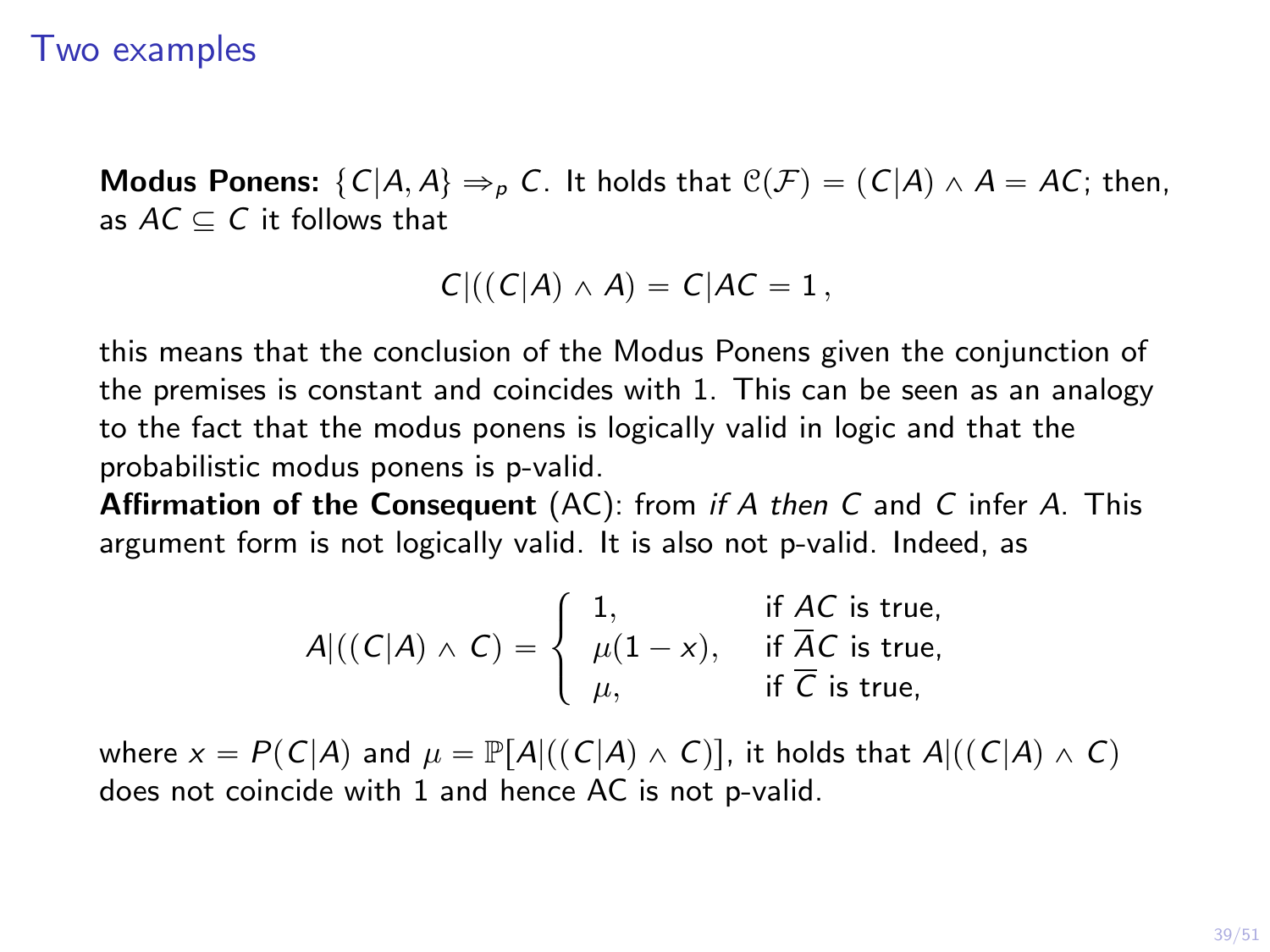## Two examples

**Modus Ponens:** $\{C|A, A\} \Rightarrow_p C$. It holds that $\mathcal{C}(\mathcal{F}) = (C|A) \wedge A = AC$; then, as $AC \subseteq C$ it follows that

$$C|((C|A) \wedge A) = C|AC = 1\,,$$

this means that the conclusion of the Modus Ponens given the conjunction of the premises is constant and coincides with 1. This can be seen as an analogy to the fact that the modus ponens is logically valid in logic and that the probabilistic modus ponens is p-valid.

**Affirmation of the Consequent** (AC): from *if A then C* and $C$ infer $A$. This argument form is not logically valid. It is also not p-valid. Indeed, as

$$A|((C|A) \wedge C) = \begin{cases} 1, & \text{if } AC \text{ is true,} \\ \mu(1-x), & \text{if } \overline{A}C \text{ is true,} \\ \mu, & \text{if } \overline{C} \text{ is true,} \end{cases}$$

where $x = P(C|A)$ and $\mu = \mathbb{P}[A|((C|A) \wedge C)]$, it holds that $A|((C|A) \wedge C)$ does not coincide with 1 and hence AC is not p-valid.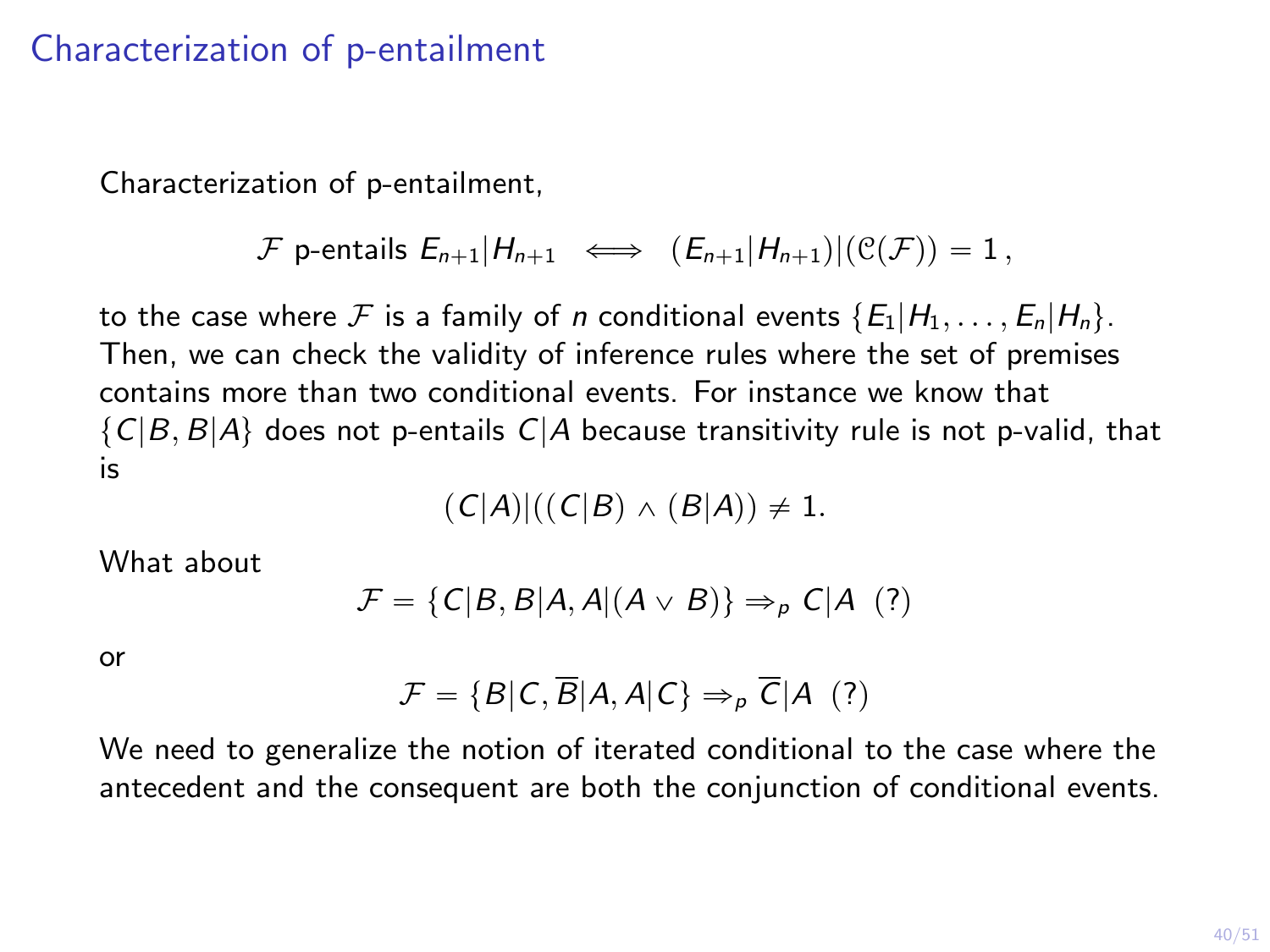# Characterization of p-entailment

Characterization of p-entailment,

$$\mathcal{F} \text{ p-entails } E_{n+1}|H_{n+1} \iff (E_{n+1}|H_{n+1})|(\mathcal{C}(\mathcal{F})) = 1\,,$$

to the case where $\mathcal{F}$ is a family of $n$ conditional events $\{E_1|H_1, \ldots, E_n|H_n\}$. Then, we can check the validity of inference rules where the set of premises contains more than two conditional events. For instance we know that $\{C|B, B|A\}$ does not p-entails $C|A$ because transitivity rule is not p-valid, that is

$$(C|A)|((C|B) \wedge (B|A)) \neq 1.$$

What about

$$\mathcal{F} = \{C|B, B|A, A|(A \vee B)\} \Rightarrow_p C|A \ \ (?)$$

or

$$\mathcal{F} = \{B|C, \overline{B}|A, A|C\} \Rightarrow_p \overline{C}|A \ \ (?)$$

We need to generalize the notion of iterated conditional to the case where the antecedent and the consequent are both the conjunction of conditional events.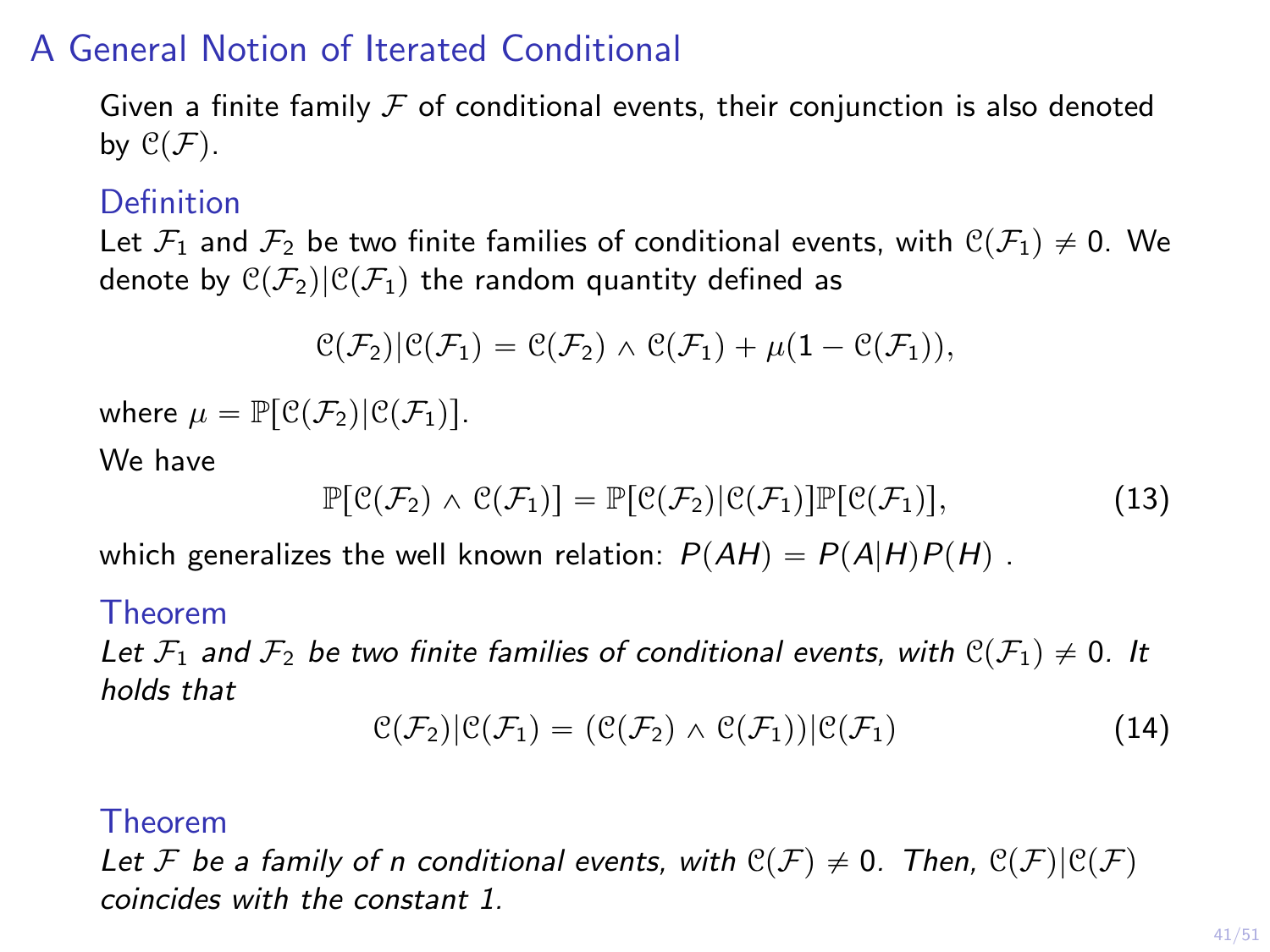## A General Notion of Iterated Conditional

Given a finite family $\mathcal{F}$ of conditional events, their conjunction is also denoted by $\mathcal{C}(\mathcal{F})$.

### Definition

Let $\mathcal{F}_1$ and $\mathcal{F}_2$ be two finite families of conditional events, with $\mathcal{C}(\mathcal{F}_1) \neq 0$. We denote by $\mathcal{C}(\mathcal{F}_2)|\mathcal{C}(\mathcal{F}_1)$ the random quantity defined as

$$\mathcal{C}(\mathcal{F}_2)|\mathcal{C}(\mathcal{F}_1) = \mathcal{C}(\mathcal{F}_2) \wedge \mathcal{C}(\mathcal{F}_1) + \mu(1 - \mathcal{C}(\mathcal{F}_1)),$$

where $\mu = \mathbb{P}[\mathcal{C}(\mathcal{F}_2)|\mathcal{C}(\mathcal{F}_1)]$.

We have

$$\mathbb{P}[\mathcal{C}(\mathcal{F}_2) \wedge \mathcal{C}(\mathcal{F}_1)] = \mathbb{P}[\mathcal{C}(\mathcal{F}_2)|\mathcal{C}(\mathcal{F}_1)]\mathbb{P}[\mathcal{C}(\mathcal{F}_1)], \tag{13}$$

which generalizes the well known relation: $P(AH) = P(A|H)P(H)$ .

### Theorem

*Let $\mathcal{F}_1$ and $\mathcal{F}_2$ be two finite families of conditional events, with $\mathcal{C}(\mathcal{F}_1) \neq 0$. It holds that*

$$\mathcal{C}(\mathcal{F}_2)|\mathcal{C}(\mathcal{F}_1) = (\mathcal{C}(\mathcal{F}_2) \wedge \mathcal{C}(\mathcal{F}_1))|\mathcal{C}(\mathcal{F}_1) \tag{14}$$

### Theorem

*Let $\mathcal{F}$ be a family of n conditional events, with $\mathcal{C}(\mathcal{F}) \neq 0$. Then, $\mathcal{C}(\mathcal{F})|\mathcal{C}(\mathcal{F})$ coincides with the constant 1.*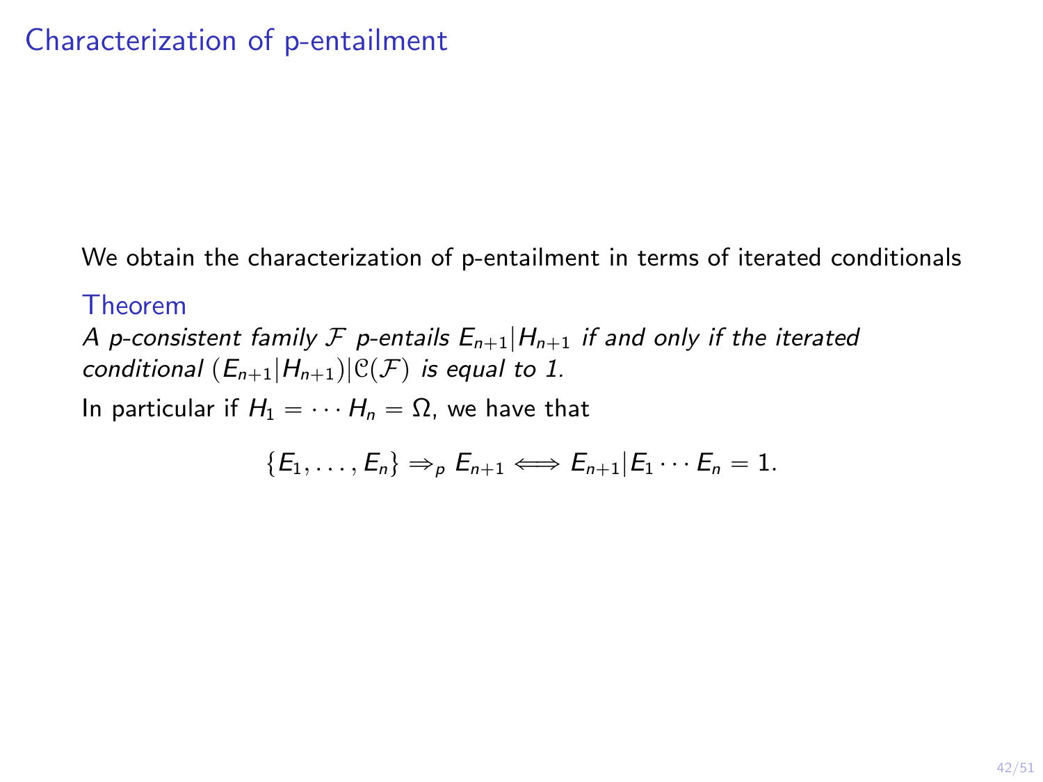# Characterization of p-entailment

We obtain the characterization of p-entailment in terms of iterated conditionals

### Theorem

*A p-consistent family $\mathcal{F}$ p-entails $E_{n+1}|H_{n+1}$ if and only if the iterated conditional $(E_{n+1}|H_{n+1})|\mathcal{C}(\mathcal{F})$ is equal to 1.*

In particular if $H_1 = \cdots H_n = \Omega$, we have that

$$\{E_1, \ldots, E_n\} \Rightarrow_p E_{n+1} \Longleftrightarrow E_{n+1}|E_1 \cdots E_n = 1.$$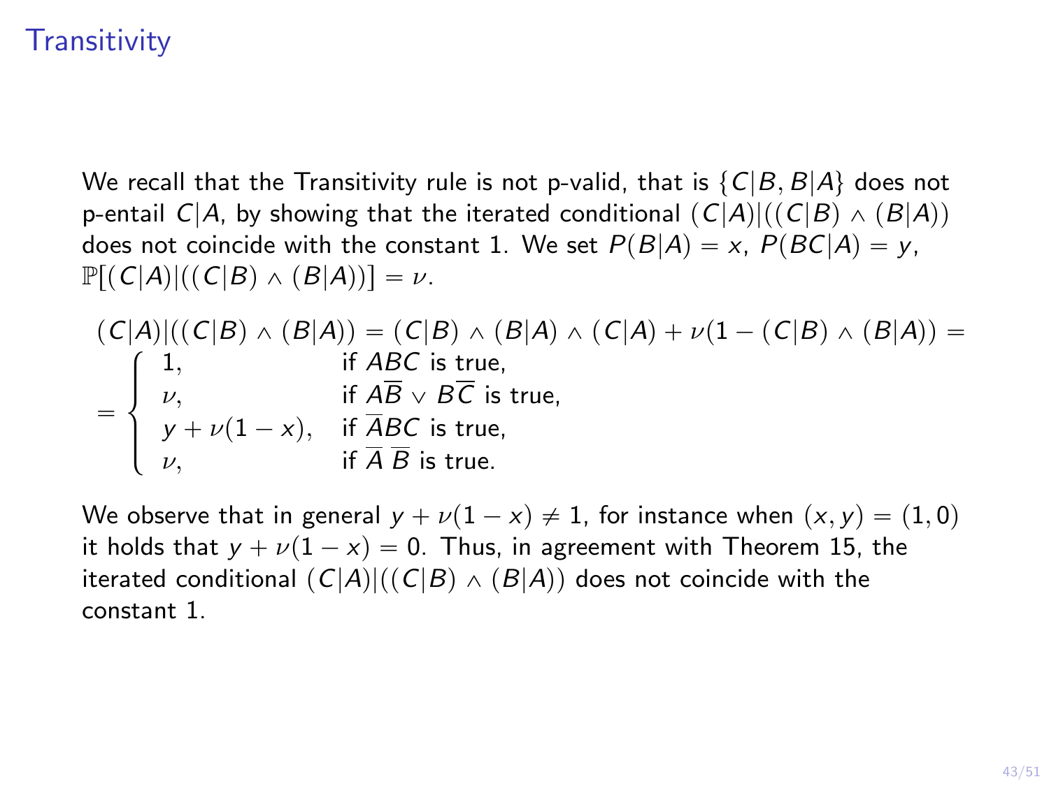# Transitivity

We recall that the Transitivity rule is not p-valid, that is $\{C|B, B|A\}$ does not p-entail $C|A$, by showing that the iterated conditional $(C|A)|((C|B) \wedge (B|A))$ does not coincide with the constant 1. We set $P(B|A) = x$, $P(BC|A) = y$, $\mathbb{P}[(C|A)|((C|B) \wedge (B|A))] = \nu$.

$$(C|A)|((C|B) \wedge (B|A)) = (C|B) \wedge (B|A) \wedge (C|A) + \nu(1 - (C|B) \wedge (B|A)) =$$

$$= \begin{cases} 1, & \text{if } ABC \text{ is true,} \\ \nu, & \text{if } A\overline{B} \vee B\overline{C} \text{ is true,} \\ y + \nu(1-x), & \text{if } \overline{A}BC \text{ is true,} \\ \nu, & \text{if } \overline{A}\,\overline{B} \text{ is true.} \end{cases}$$

We observe that in general $y + \nu(1-x) \neq 1$, for instance when $(x, y) = (1, 0)$ it holds that $y + \nu(1-x) = 0$. Thus, in agreement with Theorem 15, the iterated conditional $(C|A)|((C|B) \wedge (B|A))$ does not coincide with the constant 1.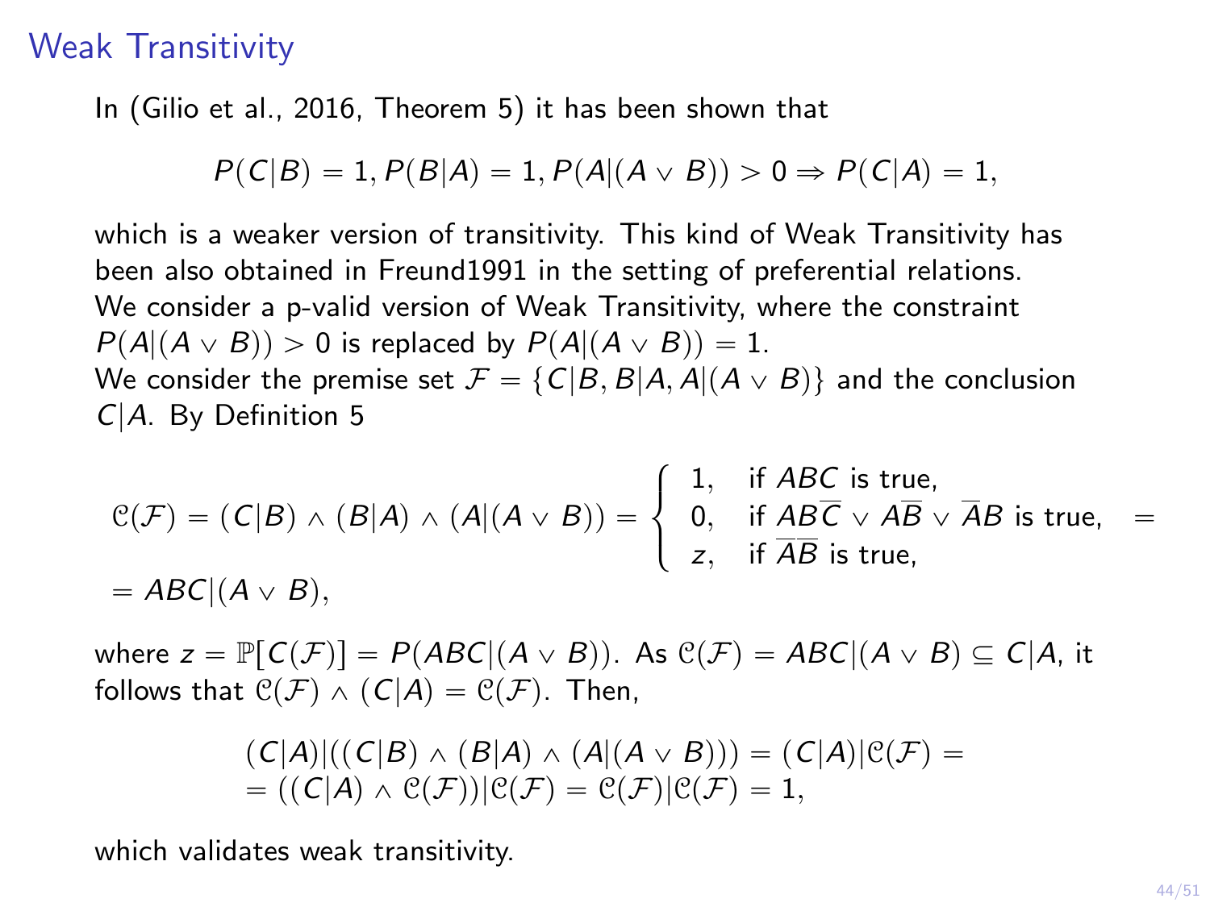## Weak Transitivity

In (Gilio et al., 2016, Theorem 5) it has been shown that

$$P(C|B) = 1, P(B|A) = 1, P(A|(A \vee B)) > 0 \Rightarrow P(C|A) = 1,$$

which is a weaker version of transitivity. This kind of Weak Transitivity has been also obtained in Freund1991 in the setting of preferential relations. We consider a p-valid version of Weak Transitivity, where the constraint $P(A|(A \vee B)) > 0$ is replaced by $P(A|(A \vee B)) = 1$.
We consider the premise set $\mathcal{F} = \{C|B, B|A, A|(A \vee B)\}$ and the conclusion $C|A$. By Definition 5

$$\mathcal{C}(\mathcal{F}) = (C|B) \wedge (B|A) \wedge (A|(A \vee B)) = \begin{cases} 1, & \text{if } ABC \text{ is true,} \\ 0, & \text{if } AB\overline{C} \vee A\overline{B} \vee \overline{A}B \text{ is true,} \\ z, & \text{if } \overline{A}\overline{B} \text{ is true,} \end{cases} =$$
$$= ABC|(A \vee B),$$

where $z = \mathbb{P}[C(\mathcal{F})] = P(ABC|(A \vee B))$. As $\mathcal{C}(\mathcal{F}) = ABC|(A \vee B) \subseteq C|A$, it follows that $\mathcal{C}(\mathcal{F}) \wedge (C|A) = \mathcal{C}(\mathcal{F})$. Then,

$$(C|A)|((C|B) \wedge (B|A) \wedge (A|(A \vee B))) = (C|A)|\mathcal{C}(\mathcal{F}) =$$
$$= ((C|A) \wedge \mathcal{C}(\mathcal{F}))|\mathcal{C}(\mathcal{F}) = \mathcal{C}(\mathcal{F})|\mathcal{C}(\mathcal{F}) = 1,$$

which validates weak transitivity.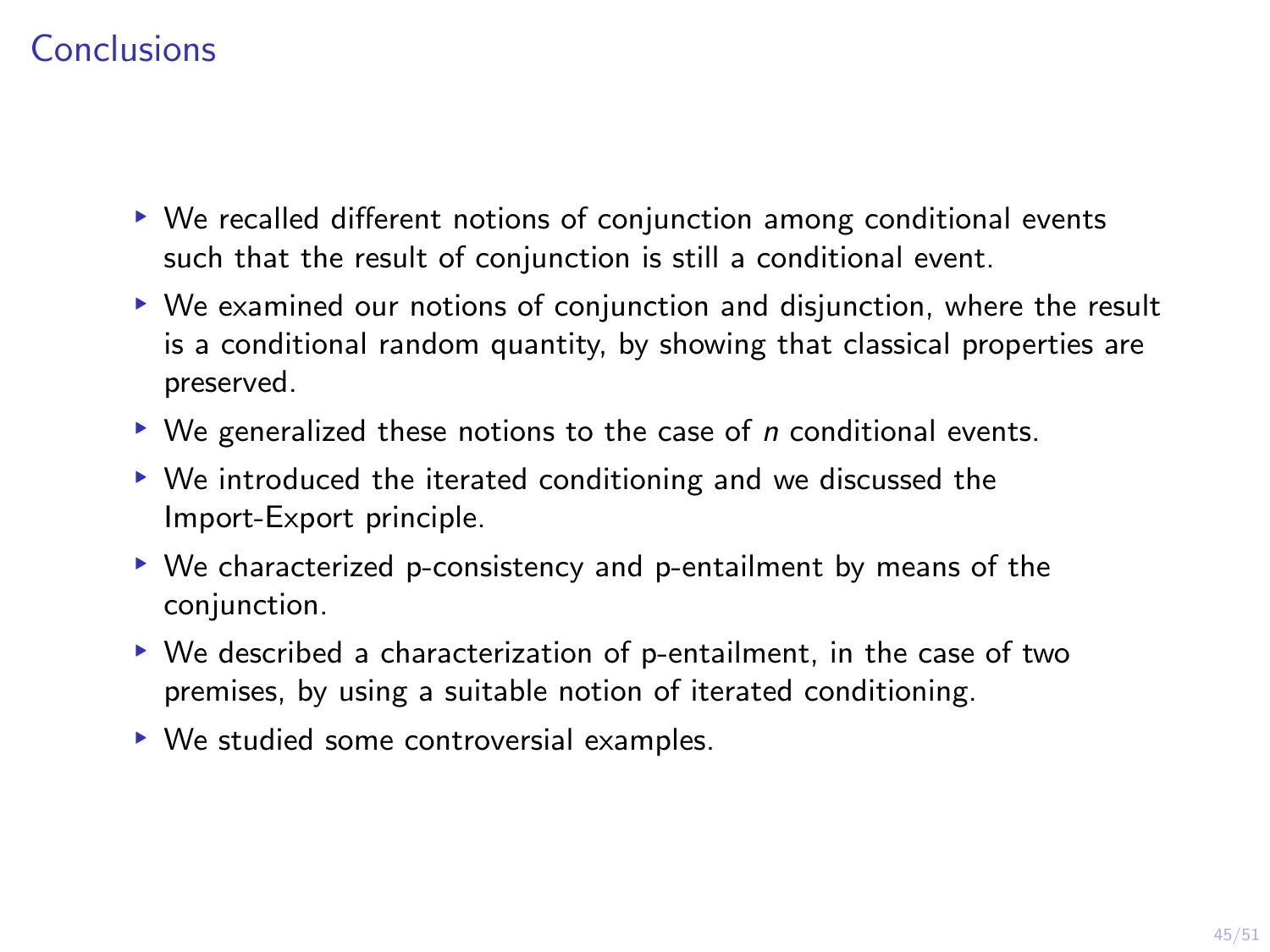# Conclusions

- We recalled different notions of conjunction among conditional events such that the result of conjunction is still a conditional event.
- We examined our notions of conjunction and disjunction, where the result is a conditional random quantity, by showing that classical properties are preserved.
- We generalized these notions to the case of $n$ conditional events.
- We introduced the iterated conditioning and we discussed the Import-Export principle.
- We characterized p-consistency and p-entailment by means of the conjunction.
- We described a characterization of p-entailment, in the case of two premises, by using a suitable notion of iterated conditioning.
- We studied some controversial examples.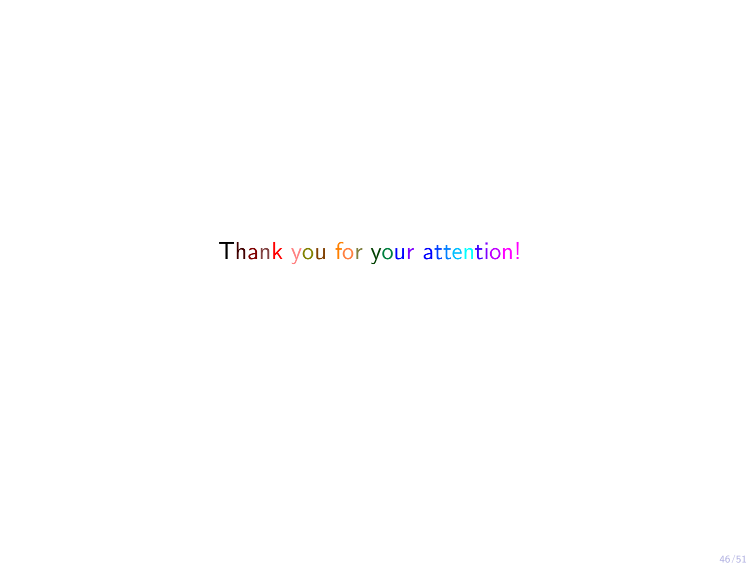Thank you for your attention!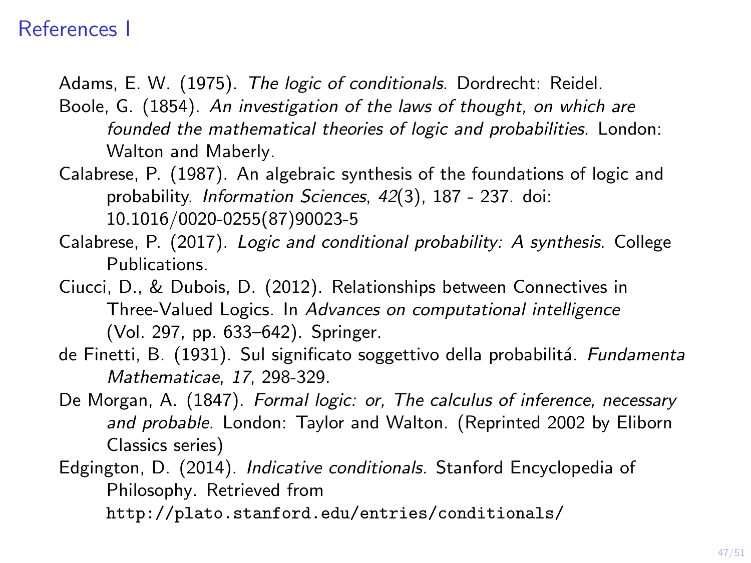## References I

Adams, E. W. (1975). *The logic of conditionals*. Dordrecht: Reidel.

Boole, G. (1854). *An investigation of the laws of thought, on which are founded the mathematical theories of logic and probabilities*. London: Walton and Maberly.

Calabrese, P. (1987). An algebraic synthesis of the foundations of logic and probability. *Information Sciences*, *42*(3), 187 - 237. doi: 10.1016/0020-0255(87)90023-5

Calabrese, P. (2017). *Logic and conditional probability: A synthesis*. College Publications.

Ciucci, D., & Dubois, D. (2012). Relationships between Connectives in Three-Valued Logics. In *Advances on computational intelligence* (Vol. 297, pp. 633–642). Springer.

de Finetti, B. (1931). Sul significato soggettivo della probabilitá. *Fundamenta Mathematicae*, *17*, 298-329.

De Morgan, A. (1847). *Formal logic: or, The calculus of inference, necessary and probable*. London: Taylor and Walton. (Reprinted 2002 by Eliborn Classics series)

Edgington, D. (2014). *Indicative conditionals.* Stanford Encyclopedia of Philosophy. Retrieved from `http://plato.stanford.edu/entries/conditionals/`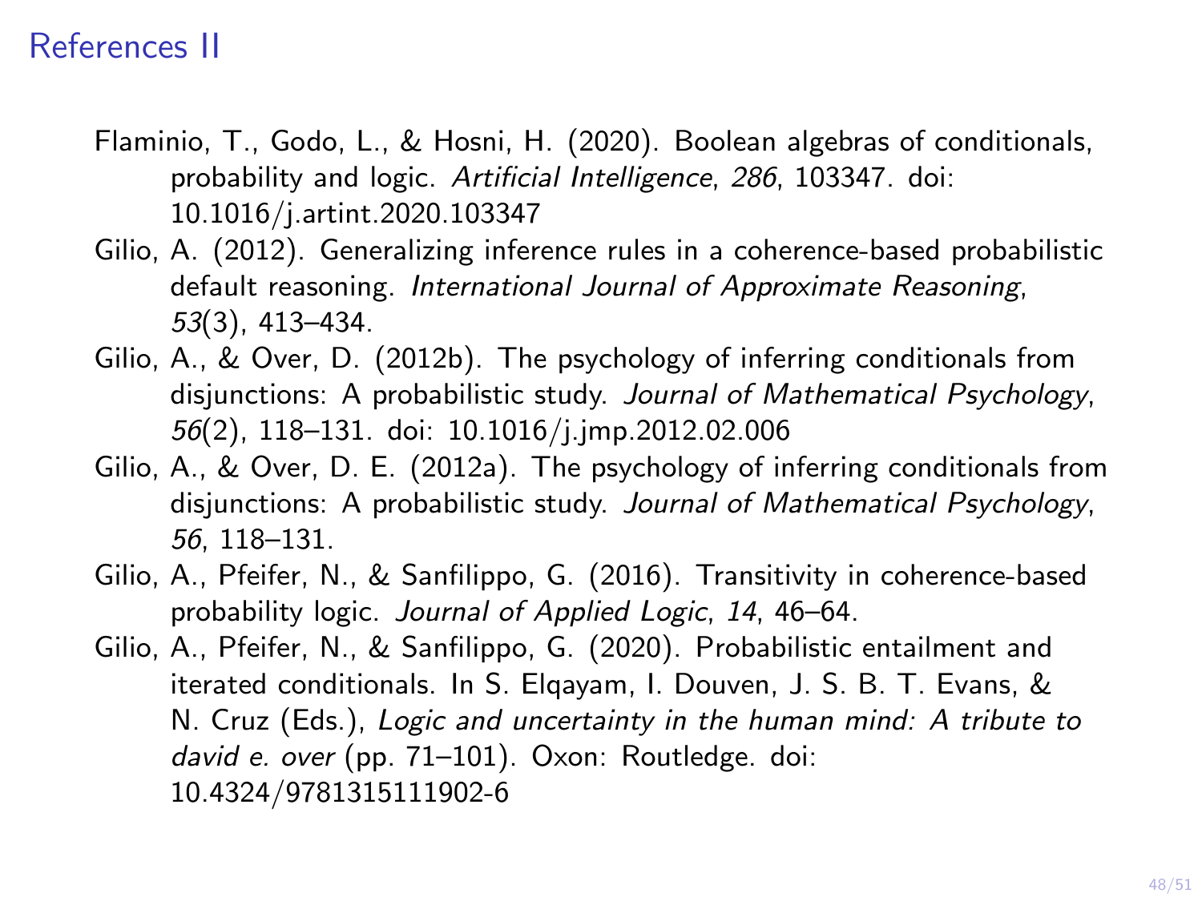# References II

Flaminio, T., Godo, L., & Hosni, H. (2020). Boolean algebras of conditionals, probability and logic. *Artificial Intelligence*, *286*, 103347. doi: 10.1016/j.artint.2020.103347

Gilio, A. (2012). Generalizing inference rules in a coherence-based probabilistic default reasoning. *International Journal of Approximate Reasoning*, *53*(3), 413–434.

Gilio, A., & Over, D. (2012b). The psychology of inferring conditionals from disjunctions: A probabilistic study. *Journal of Mathematical Psychology*, *56*(2), 118–131. doi: 10.1016/j.jmp.2012.02.006

Gilio, A., & Over, D. E. (2012a). The psychology of inferring conditionals from disjunctions: A probabilistic study. *Journal of Mathematical Psychology*, *56*, 118–131.

Gilio, A., Pfeifer, N., & Sanfilippo, G. (2016). Transitivity in coherence-based probability logic. *Journal of Applied Logic*, *14*, 46–64.

Gilio, A., Pfeifer, N., & Sanfilippo, G. (2020). Probabilistic entailment and iterated conditionals. In S. Elqayam, I. Douven, J. S. B. T. Evans, & N. Cruz (Eds.), *Logic and uncertainty in the human mind: A tribute to david e. over* (pp. 71–101). Oxon: Routledge. doi: 10.4324/9781315111902-6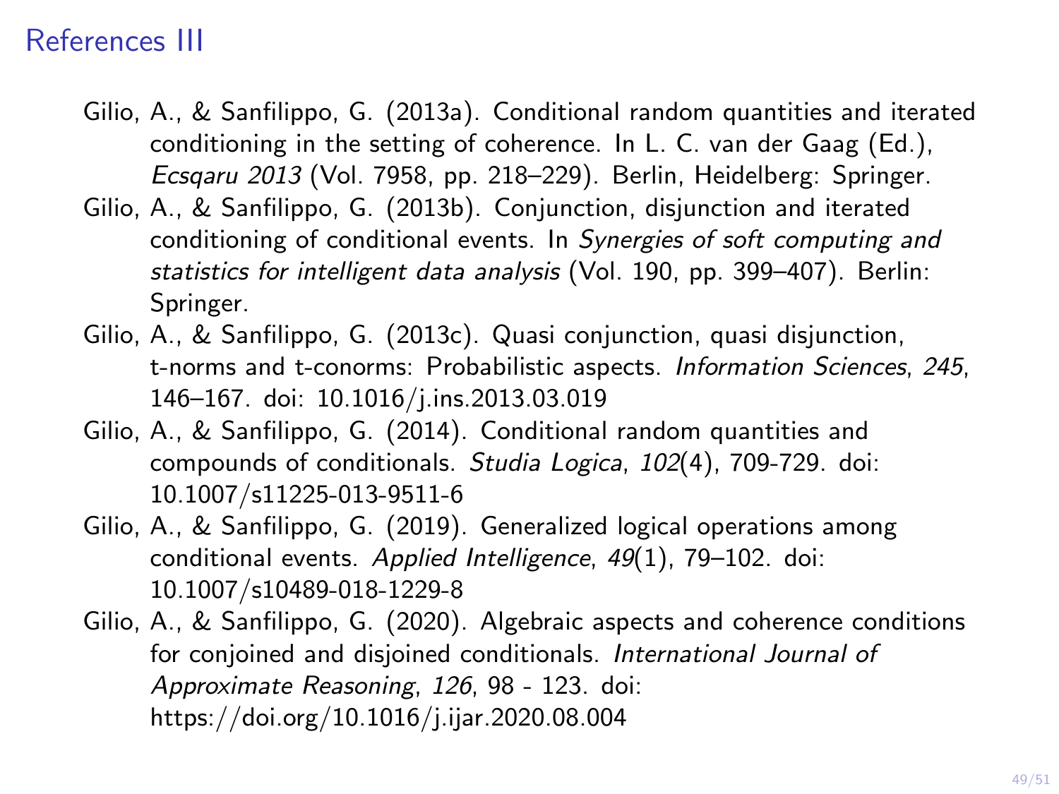# References III

Gilio, A., & Sanfilippo, G. (2013a). Conditional random quantities and iterated conditioning in the setting of coherence. In L. C. van der Gaag (Ed.), *Ecsqaru 2013* (Vol. 7958, pp. 218–229). Berlin, Heidelberg: Springer.

Gilio, A., & Sanfilippo, G. (2013b). Conjunction, disjunction and iterated conditioning of conditional events. In *Synergies of soft computing and statistics for intelligent data analysis* (Vol. 190, pp. 399–407). Berlin: Springer.

Gilio, A., & Sanfilippo, G. (2013c). Quasi conjunction, quasi disjunction, t-norms and t-conorms: Probabilistic aspects. *Information Sciences*, *245*, 146–167. doi: 10.1016/j.ins.2013.03.019

Gilio, A., & Sanfilippo, G. (2014). Conditional random quantities and compounds of conditionals. *Studia Logica*, *102*(4), 709-729. doi: 10.1007/s11225-013-9511-6

Gilio, A., & Sanfilippo, G. (2019). Generalized logical operations among conditional events. *Applied Intelligence*, *49*(1), 79–102. doi: 10.1007/s10489-018-1229-8

Gilio, A., & Sanfilippo, G. (2020). Algebraic aspects and coherence conditions for conjoined and disjoined conditionals. *International Journal of Approximate Reasoning*, *126*, 98 - 123. doi: https://doi.org/10.1016/j.ijar.2020.08.004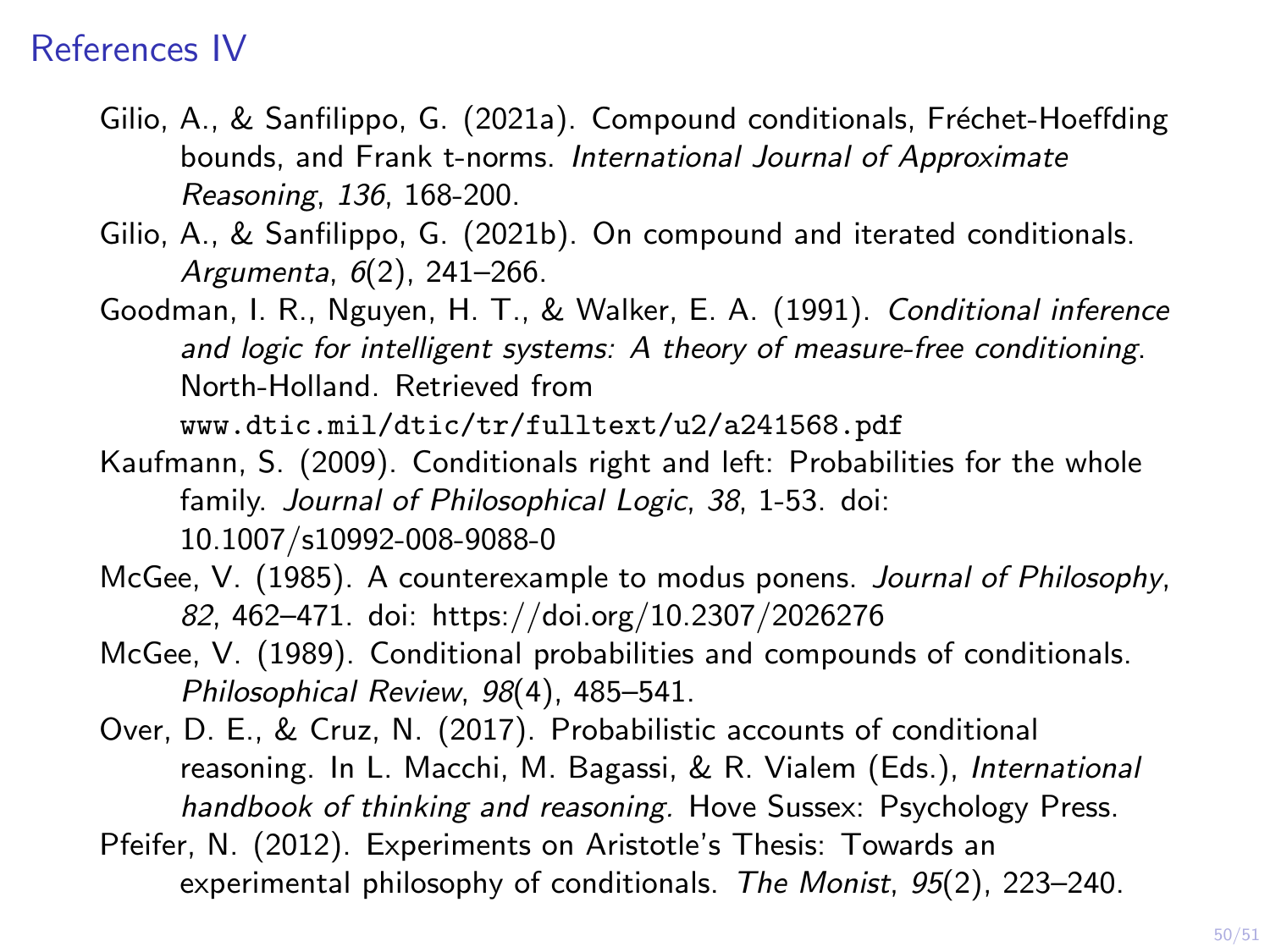# References IV

Gilio, A., & Sanfilippo, G. (2021a). Compound conditionals, Fréchet-Hoeffding bounds, and Frank t-norms. *International Journal of Approximate Reasoning*, *136*, 168-200.

Gilio, A., & Sanfilippo, G. (2021b). On compound and iterated conditionals. *Argumenta*, *6*(2), 241–266.

Goodman, I. R., Nguyen, H. T., & Walker, E. A. (1991). *Conditional inference and logic for intelligent systems: A theory of measure-free conditioning*. North-Holland. Retrieved from `www.dtic.mil/dtic/tr/fulltext/u2/a241568.pdf`

Kaufmann, S. (2009). Conditionals right and left: Probabilities for the whole family. *Journal of Philosophical Logic*, *38*, 1-53. doi: 10.1007/s10992-008-9088-0

McGee, V. (1985). A counterexample to modus ponens. *Journal of Philosophy*, *82*, 462–471. doi: https://doi.org/10.2307/2026276

McGee, V. (1989). Conditional probabilities and compounds of conditionals. *Philosophical Review*, *98*(4), 485–541.

Over, D. E., & Cruz, N. (2017). Probabilistic accounts of conditional reasoning. In L. Macchi, M. Bagassi, & R. Vialem (Eds.), *International handbook of thinking and reasoning.* Hove Sussex: Psychology Press.

Pfeifer, N. (2012). Experiments on Aristotle's Thesis: Towards an experimental philosophy of conditionals. *The Monist*, *95*(2), 223–240.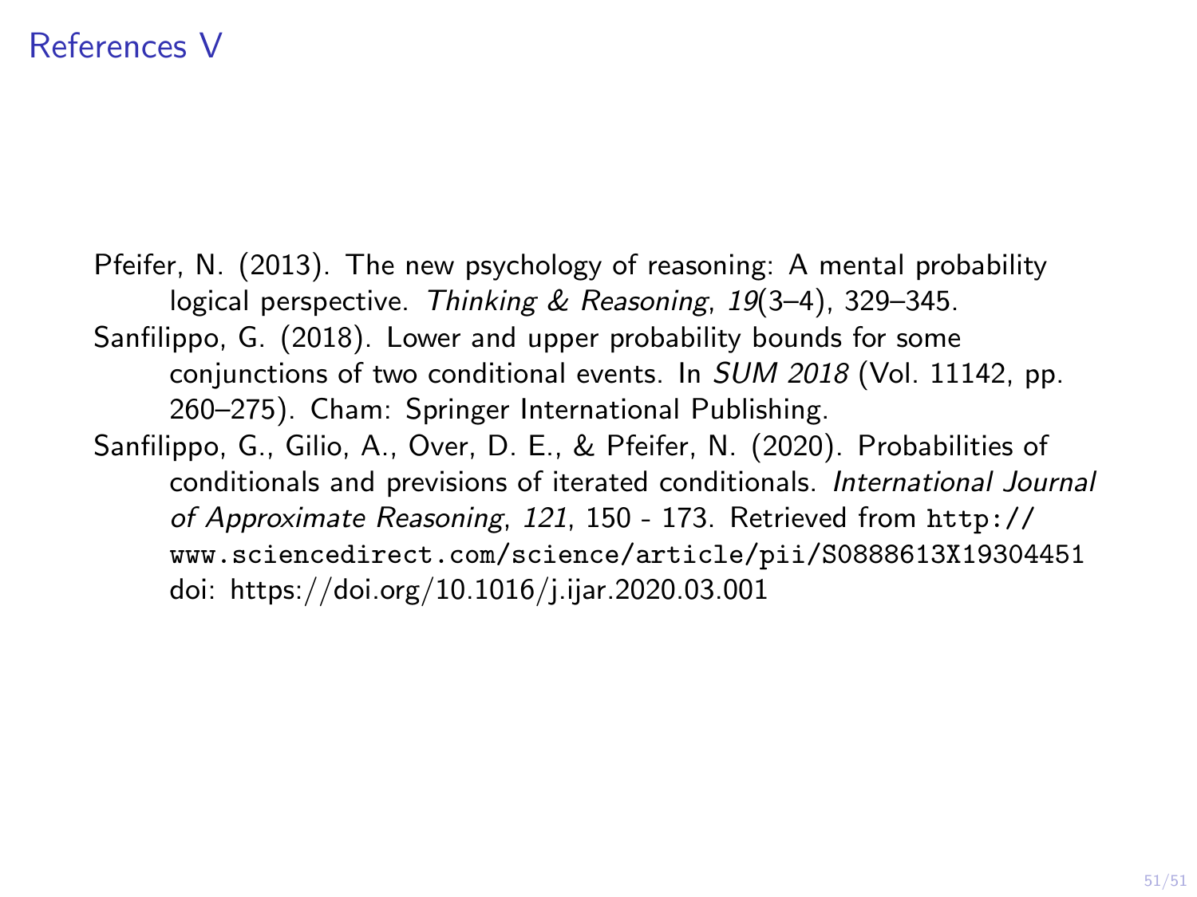# References V

Pfeifer, N. (2013). The new psychology of reasoning: A mental probability logical perspective. *Thinking & Reasoning*, *19*(3–4), 329–345.

Sanfilippo, G. (2018). Lower and upper probability bounds for some conjunctions of two conditional events. In *SUM 2018* (Vol. 11142, pp. 260–275). Cham: Springer International Publishing.

Sanfilippo, G., Gilio, A., Over, D. E., & Pfeifer, N. (2020). Probabilities of conditionals and previsions of iterated conditionals. *International Journal of Approximate Reasoning*, *121*, 150 - 173. Retrieved from `http://www.sciencedirect.com/science/article/pii/S0888613X19304451` doi: https://doi.org/10.1016/j.ijar.2020.03.001